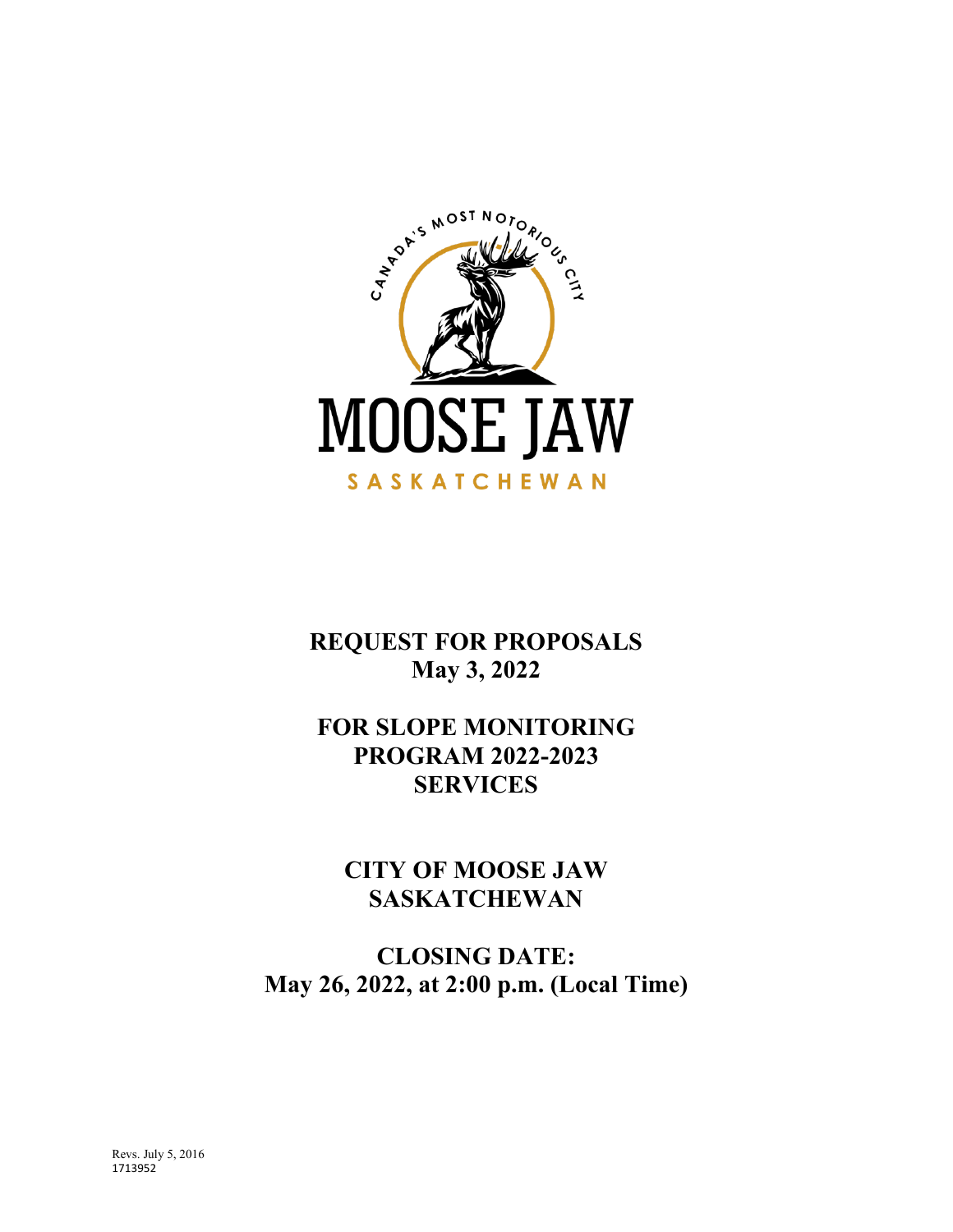CANADA'S MOST NOTORIOUS CITY

MOOSE JAW

SASKATCHEWAN

# REQUEST FOR PROPOSALS
## May 3, 2022

# FOR SLOPE MONITORING PROGRAM 2022-2023 SERVICES

# CITY OF MOOSE JAW SASKATCHEWAN

# CLOSING DATE:
## May 26, 2022, at 2:00 p.m. (Local Time)

Revs. July 5, 2016
1713952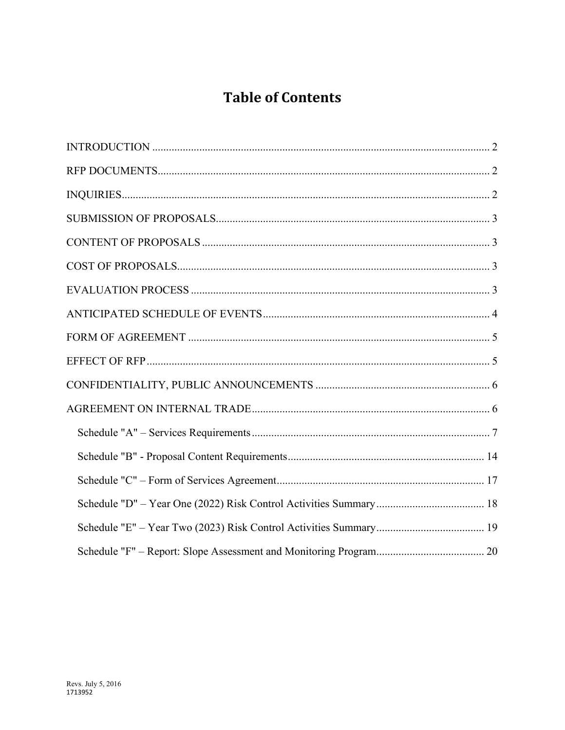# Table of Contents

INTRODUCTION ..... 2

RFP DOCUMENTS ..... 2

INQUIRIES ..... 2

SUBMISSION OF PROPOSALS ..... 3

CONTENT OF PROPOSALS ..... 3

COST OF PROPOSALS ..... 3

EVALUATION PROCESS ..... 3

ANTICIPATED SCHEDULE OF EVENTS ..... 4

FORM OF AGREEMENT ..... 5

EFFECT OF RFP ..... 5

CONFIDENTIALITY, PUBLIC ANNOUNCEMENTS ..... 6

AGREEMENT ON INTERNAL TRADE ..... 6

- Schedule "A" – Services Requirements ..... 7
- Schedule "B" - Proposal Content Requirements ..... 14
- Schedule "C" – Form of Services Agreement ..... 17
- Schedule "D" – Year One (2022) Risk Control Activities Summary ..... 18
- Schedule "E" – Year Two (2023) Risk Control Activities Summary ..... 19
- Schedule "F" – Report: Slope Assessment and Monitoring Program ..... 20

Revs. July 5, 2016
1713952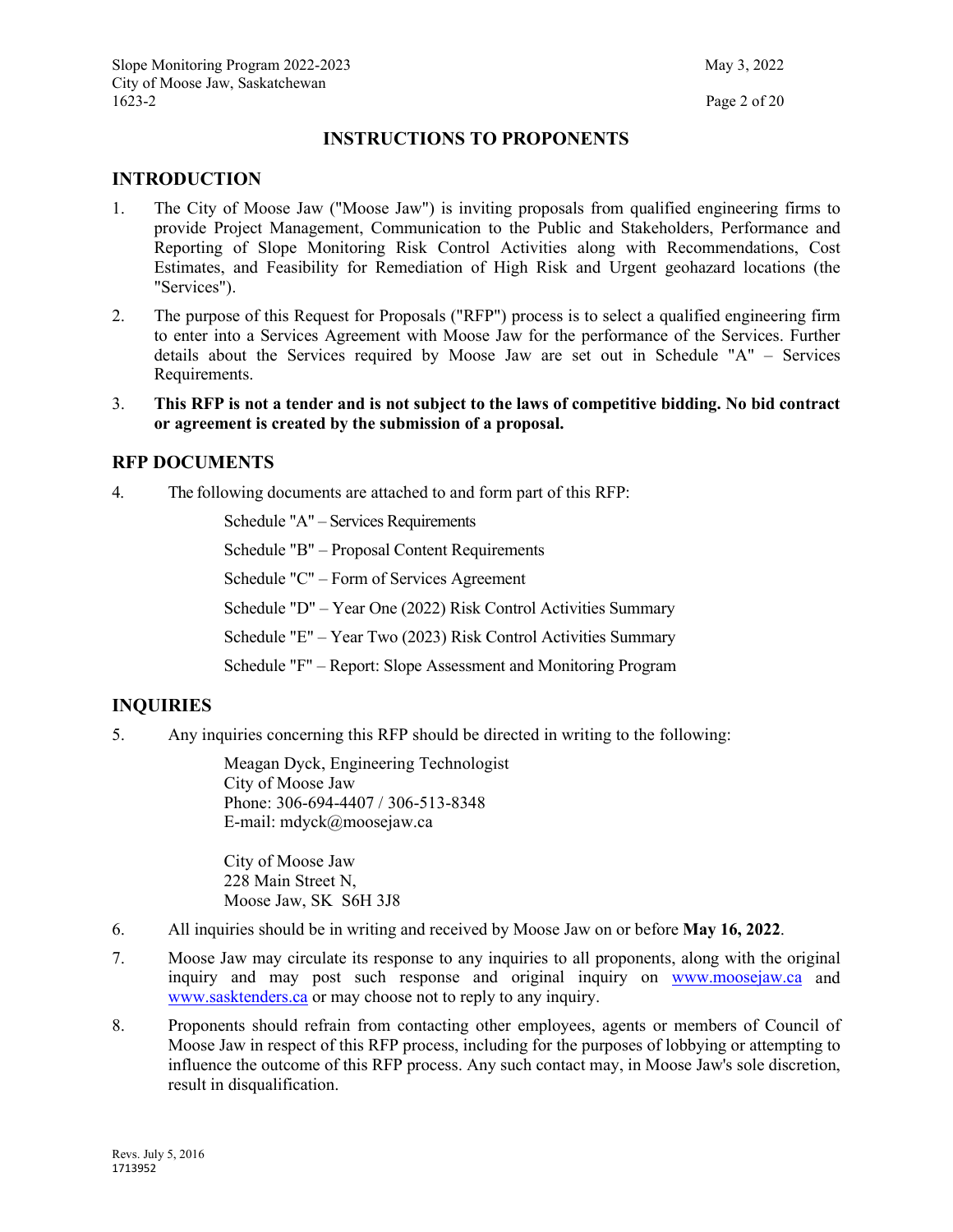# INSTRUCTIONS TO PROPONENTS

## INTRODUCTION

1. The City of Moose Jaw ("Moose Jaw") is inviting proposals from qualified engineering firms to provide Project Management, Communication to the Public and Stakeholders, Performance and Reporting of Slope Monitoring Risk Control Activities along with Recommendations, Cost Estimates, and Feasibility for Remediation of High Risk and Urgent geohazard locations (the "Services").

2. The purpose of this Request for Proposals ("RFP") process is to select a qualified engineering firm to enter into a Services Agreement with Moose Jaw for the performance of the Services. Further details about the Services required by Moose Jaw are set out in Schedule "A" – Services Requirements.

3. **This RFP is not a tender and is not subject to the laws of competitive bidding. No bid contract or agreement is created by the submission of a proposal.**

## RFP DOCUMENTS

4. The following documents are attached to and form part of this RFP:

   Schedule "A" – Services Requirements

   Schedule "B" – Proposal Content Requirements

   Schedule "C" – Form of Services Agreement

   Schedule "D" – Year One (2022) Risk Control Activities Summary

   Schedule "E" – Year Two (2023) Risk Control Activities Summary

   Schedule "F" – Report: Slope Assessment and Monitoring Program

## INQUIRIES

5. Any inquiries concerning this RFP should be directed in writing to the following:

   Meagan Dyck, Engineering Technologist
   City of Moose Jaw
   Phone: 306-694-4407 / 306-513-8348
   E-mail: mdyck@moosejaw.ca

   City of Moose Jaw
   228 Main Street N,
   Moose Jaw, SK S6H 3J8

6. All inquiries should be in writing and received by Moose Jaw on or before **May 16, 2022**.

7. Moose Jaw may circulate its response to any inquiries to all proponents, along with the original inquiry and may post such response and original inquiry on www.moosejaw.ca and www.sasktenders.ca or may choose not to reply to any inquiry.

8. Proponents should refrain from contacting other employees, agents or members of Council of Moose Jaw in respect of this RFP process, including for the purposes of lobbying or attempting to influence the outcome of this RFP process. Any such contact may, in Moose Jaw's sole discretion, result in disqualification.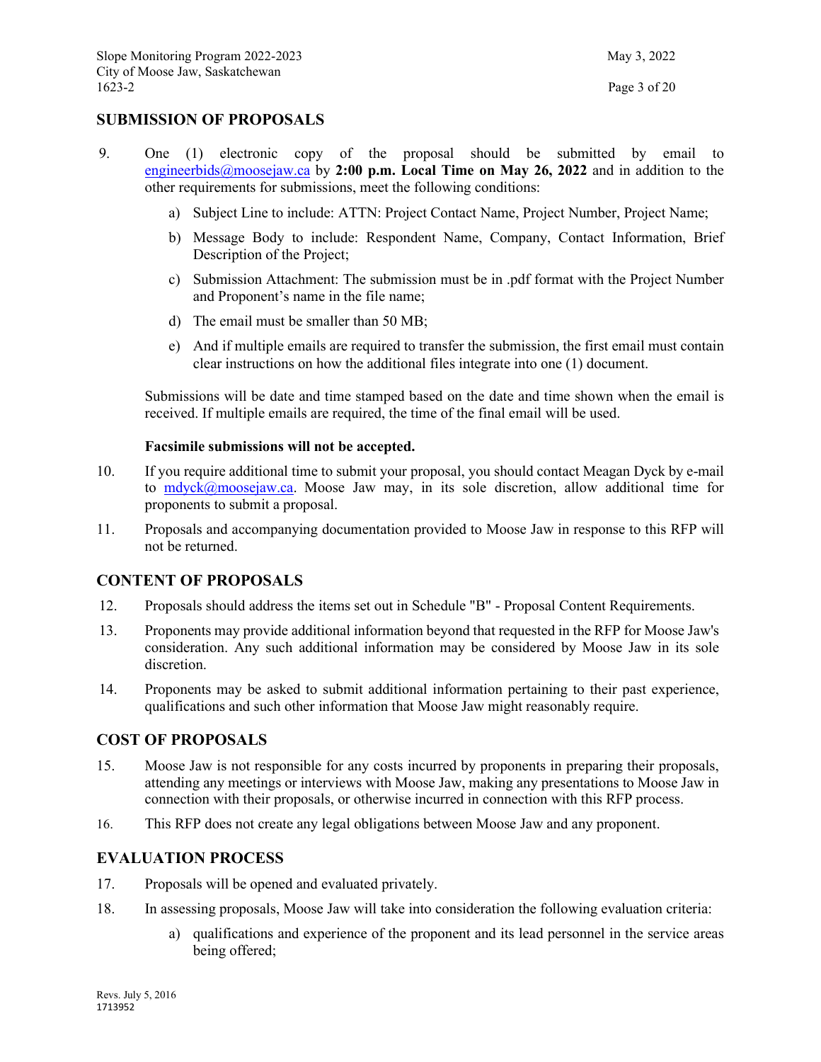## SUBMISSION OF PROPOSALS

9. One (1) electronic copy of the proposal should be submitted by email to engineerbids@moosejaw.ca by **2:00 p.m. Local Time on May 26, 2022** and in addition to the other requirements for submissions, meet the following conditions:

   a) Subject Line to include: ATTN: Project Contact Name, Project Number, Project Name;

   b) Message Body to include: Respondent Name, Company, Contact Information, Brief Description of the Project;

   c) Submission Attachment: The submission must be in .pdf format with the Project Number and Proponent's name in the file name;

   d) The email must be smaller than 50 MB;

   e) And if multiple emails are required to transfer the submission, the first email must contain clear instructions on how the additional files integrate into one (1) document.

   Submissions will be date and time stamped based on the date and time shown when the email is received. If multiple emails are required, the time of the final email will be used.

   **Facsimile submissions will not be accepted.**

10. If you require additional time to submit your proposal, you should contact Meagan Dyck by e-mail to mdyck@moosejaw.ca. Moose Jaw may, in its sole discretion, allow additional time for proponents to submit a proposal.

11. Proposals and accompanying documentation provided to Moose Jaw in response to this RFP will not be returned.

## CONTENT OF PROPOSALS

12. Proposals should address the items set out in Schedule "B" - Proposal Content Requirements.

13. Proponents may provide additional information beyond that requested in the RFP for Moose Jaw's consideration. Any such additional information may be considered by Moose Jaw in its sole discretion.

14. Proponents may be asked to submit additional information pertaining to their past experience, qualifications and such other information that Moose Jaw might reasonably require.

## COST OF PROPOSALS

15. Moose Jaw is not responsible for any costs incurred by proponents in preparing their proposals, attending any meetings or interviews with Moose Jaw, making any presentations to Moose Jaw in connection with their proposals, or otherwise incurred in connection with this RFP process.

16. This RFP does not create any legal obligations between Moose Jaw and any proponent.

## EVALUATION PROCESS

17. Proposals will be opened and evaluated privately.

18. In assessing proposals, Moose Jaw will take into consideration the following evaluation criteria:

   a) qualifications and experience of the proponent and its lead personnel in the service areas being offered;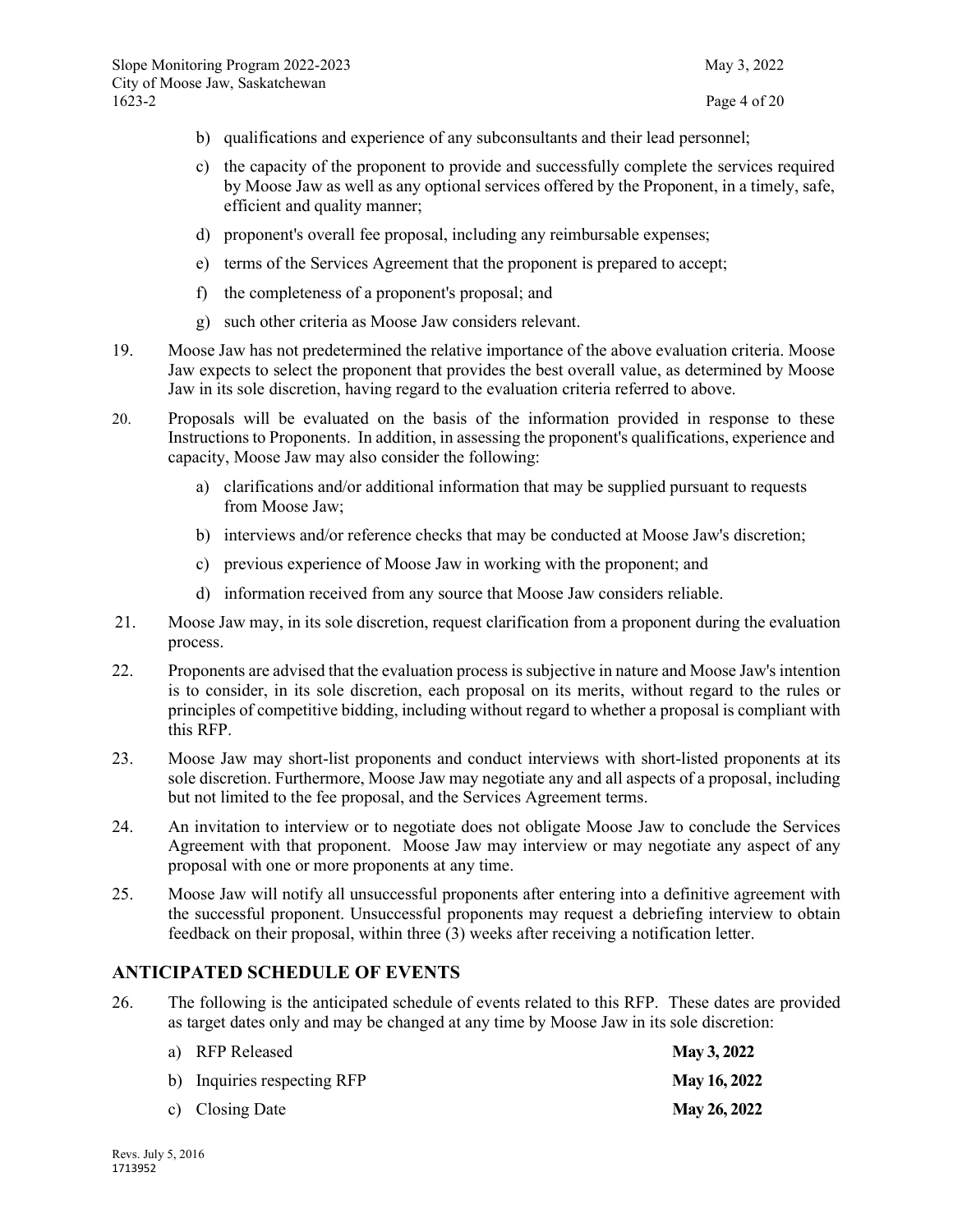b) qualifications and experience of any subconsultants and their lead personnel;

c) the capacity of the proponent to provide and successfully complete the services required by Moose Jaw as well as any optional services offered by the Proponent, in a timely, safe, efficient and quality manner;

d) proponent's overall fee proposal, including any reimbursable expenses;

e) terms of the Services Agreement that the proponent is prepared to accept;

f) the completeness of a proponent's proposal; and

g) such other criteria as Moose Jaw considers relevant.

19. Moose Jaw has not predetermined the relative importance of the above evaluation criteria. Moose Jaw expects to select the proponent that provides the best overall value, as determined by Moose Jaw in its sole discretion, having regard to the evaluation criteria referred to above.

20. Proposals will be evaluated on the basis of the information provided in response to these Instructions to Proponents. In addition, in assessing the proponent's qualifications, experience and capacity, Moose Jaw may also consider the following:

   a) clarifications and/or additional information that may be supplied pursuant to requests from Moose Jaw;

   b) interviews and/or reference checks that may be conducted at Moose Jaw's discretion;

   c) previous experience of Moose Jaw in working with the proponent; and

   d) information received from any source that Moose Jaw considers reliable.

21. Moose Jaw may, in its sole discretion, request clarification from a proponent during the evaluation process.

22. Proponents are advised that the evaluation process is subjective in nature and Moose Jaw's intention is to consider, in its sole discretion, each proposal on its merits, without regard to the rules or principles of competitive bidding, including without regard to whether a proposal is compliant with this RFP.

23. Moose Jaw may short-list proponents and conduct interviews with short-listed proponents at its sole discretion. Furthermore, Moose Jaw may negotiate any and all aspects of a proposal, including but not limited to the fee proposal, and the Services Agreement terms.

24. An invitation to interview or to negotiate does not obligate Moose Jaw to conclude the Services Agreement with that proponent. Moose Jaw may interview or may negotiate any aspect of any proposal with one or more proponents at any time.

25. Moose Jaw will notify all unsuccessful proponents after entering into a definitive agreement with the successful proponent. Unsuccessful proponents may request a debriefing interview to obtain feedback on their proposal, within three (3) weeks after receiving a notification letter.

## ANTICIPATED SCHEDULE OF EVENTS

26. The following is the anticipated schedule of events related to this RFP. These dates are provided as target dates only and may be changed at any time by Moose Jaw in its sole discretion:

   a) RFP Released **May 3, 2022**

   b) Inquiries respecting RFP **May 16, 2022**

   c) Closing Date **May 26, 2022**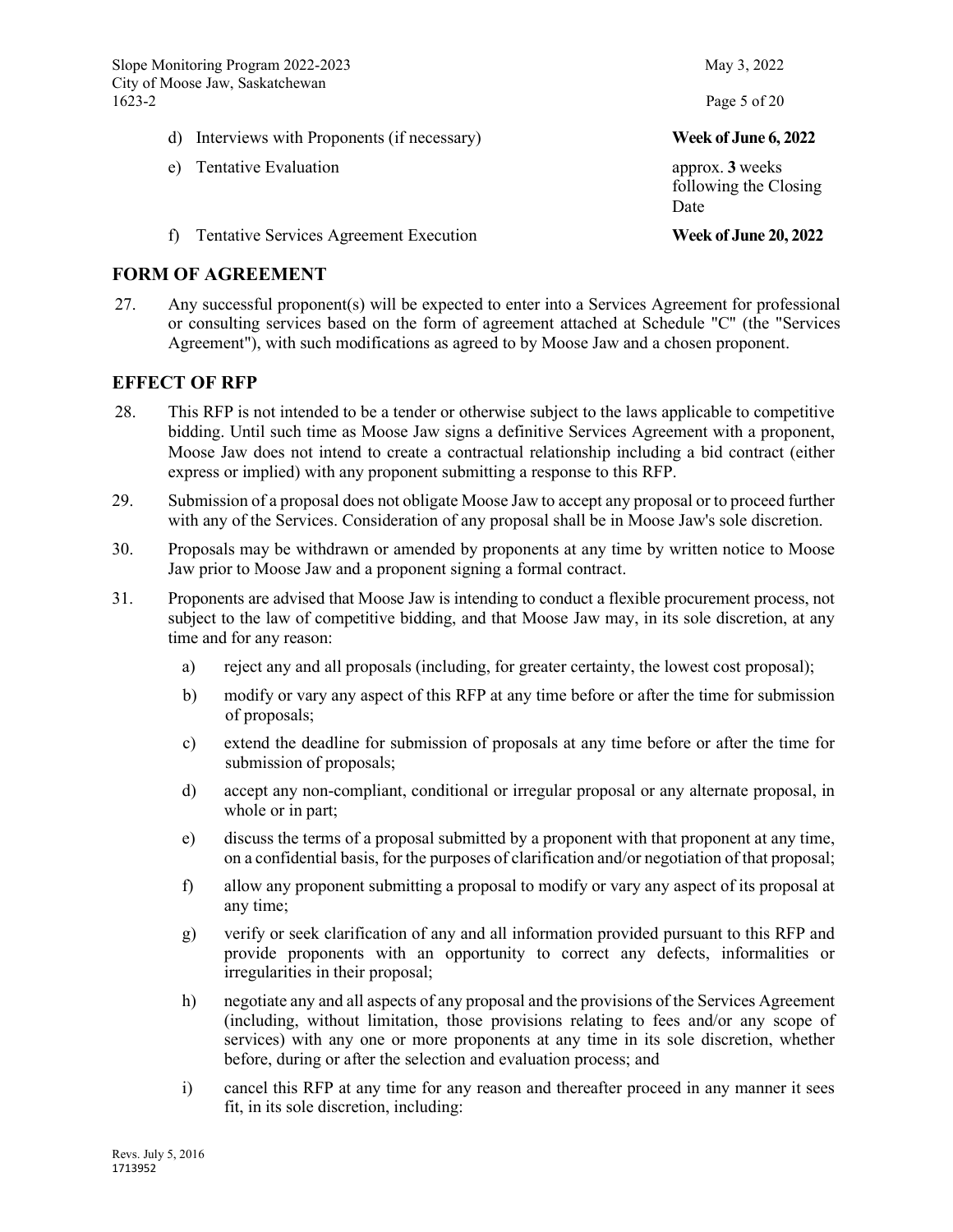d) Interviews with Proponents (if necessary) **Week of June 6, 2022**

e) Tentative Evaluation approx. **3** weeks following the Closing Date

f) Tentative Services Agreement Execution **Week of June 20, 2022**

## FORM OF AGREEMENT

27. Any successful proponent(s) will be expected to enter into a Services Agreement for professional or consulting services based on the form of agreement attached at Schedule "C" (the "Services Agreement"), with such modifications as agreed to by Moose Jaw and a chosen proponent.

## EFFECT OF RFP

28. This RFP is not intended to be a tender or otherwise subject to the laws applicable to competitive bidding. Until such time as Moose Jaw signs a definitive Services Agreement with a proponent, Moose Jaw does not intend to create a contractual relationship including a bid contract (either express or implied) with any proponent submitting a response to this RFP.

29. Submission of a proposal does not obligate Moose Jaw to accept any proposal or to proceed further with any of the Services. Consideration of any proposal shall be in Moose Jaw's sole discretion.

30. Proposals may be withdrawn or amended by proponents at any time by written notice to Moose Jaw prior to Moose Jaw and a proponent signing a formal contract.

31. Proponents are advised that Moose Jaw is intending to conduct a flexible procurement process, not subject to the law of competitive bidding, and that Moose Jaw may, in its sole discretion, at any time and for any reason:

    a) reject any and all proposals (including, for greater certainty, the lowest cost proposal);

    b) modify or vary any aspect of this RFP at any time before or after the time for submission of proposals;

    c) extend the deadline for submission of proposals at any time before or after the time for submission of proposals;

    d) accept any non-compliant, conditional or irregular proposal or any alternate proposal, in whole or in part;

    e) discuss the terms of a proposal submitted by a proponent with that proponent at any time, on a confidential basis, for the purposes of clarification and/or negotiation of that proposal;

    f) allow any proponent submitting a proposal to modify or vary any aspect of its proposal at any time;

    g) verify or seek clarification of any and all information provided pursuant to this RFP and provide proponents with an opportunity to correct any defects, informalities or irregularities in their proposal;

    h) negotiate any and all aspects of any proposal and the provisions of the Services Agreement (including, without limitation, those provisions relating to fees and/or any scope of services) with any one or more proponents at any time in its sole discretion, whether before, during or after the selection and evaluation process; and

    i) cancel this RFP at any time for any reason and thereafter proceed in any manner it sees fit, in its sole discretion, including: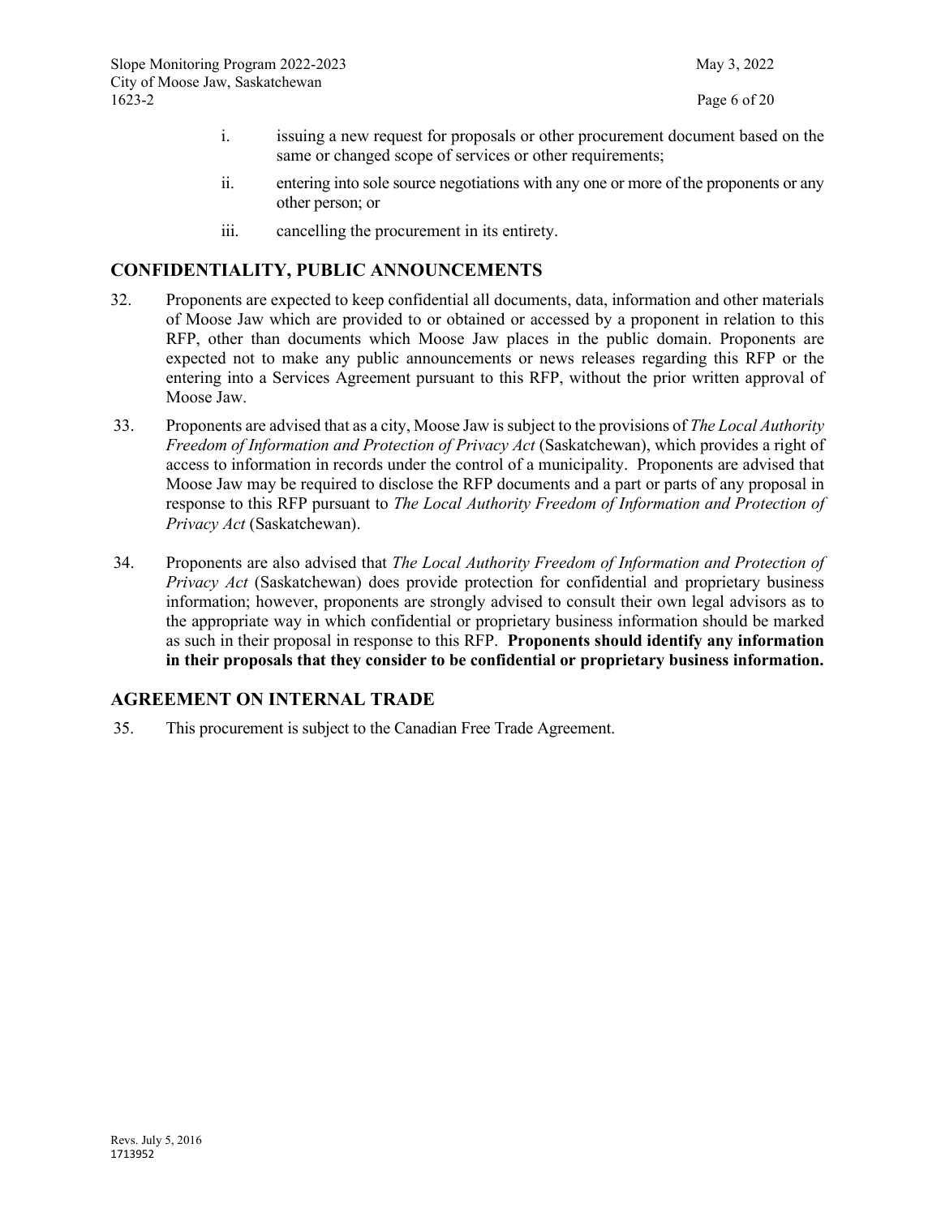i. issuing a new request for proposals or other procurement document based on the same or changed scope of services or other requirements;

ii. entering into sole source negotiations with any one or more of the proponents or any other person; or

iii. cancelling the procurement in its entirety.

## CONFIDENTIALITY, PUBLIC ANNOUNCEMENTS

32. Proponents are expected to keep confidential all documents, data, information and other materials of Moose Jaw which are provided to or obtained or accessed by a proponent in relation to this RFP, other than documents which Moose Jaw places in the public domain. Proponents are expected not to make any public announcements or news releases regarding this RFP or the entering into a Services Agreement pursuant to this RFP, without the prior written approval of Moose Jaw.

33. Proponents are advised that as a city, Moose Jaw is subject to the provisions of *The Local Authority Freedom of Information and Protection of Privacy Act* (Saskatchewan), which provides a right of access to information in records under the control of a municipality. Proponents are advised that Moose Jaw may be required to disclose the RFP documents and a part or parts of any proposal in response to this RFP pursuant to *The Local Authority Freedom of Information and Protection of Privacy Act* (Saskatchewan).

34. Proponents are also advised that *The Local Authority Freedom of Information and Protection of Privacy Act* (Saskatchewan) does provide protection for confidential and proprietary business information; however, proponents are strongly advised to consult their own legal advisors as to the appropriate way in which confidential or proprietary business information should be marked as such in their proposal in response to this RFP. **Proponents should identify any information in their proposals that they consider to be confidential or proprietary business information.**

## AGREEMENT ON INTERNAL TRADE

35. This procurement is subject to the Canadian Free Trade Agreement.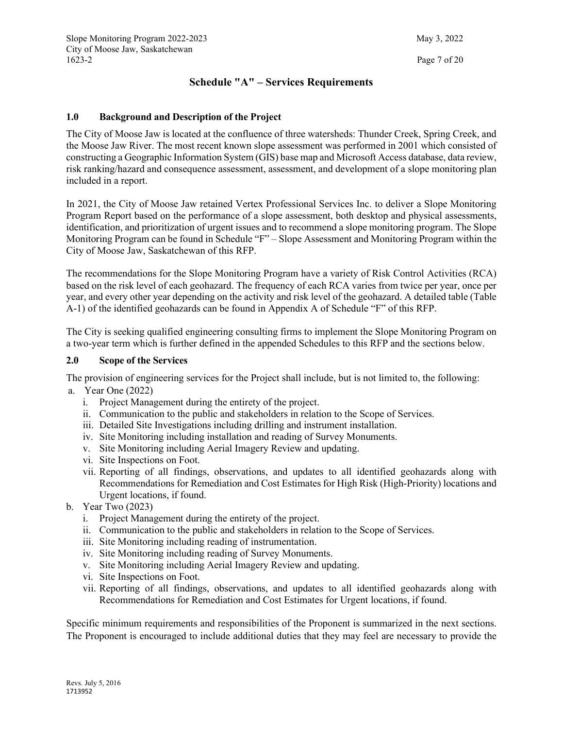# Schedule "A" – Services Requirements

## 1.0 Background and Description of the Project

The City of Moose Jaw is located at the confluence of three watersheds: Thunder Creek, Spring Creek, and the Moose Jaw River. The most recent known slope assessment was performed in 2001 which consisted of constructing a Geographic Information System (GIS) base map and Microsoft Access database, data review, risk ranking/hazard and consequence assessment, assessment, and development of a slope monitoring plan included in a report.

In 2021, the City of Moose Jaw retained Vertex Professional Services Inc. to deliver a Slope Monitoring Program Report based on the performance of a slope assessment, both desktop and physical assessments, identification, and prioritization of urgent issues and to recommend a slope monitoring program. The Slope Monitoring Program can be found in Schedule "F" – Slope Assessment and Monitoring Program within the City of Moose Jaw, Saskatchewan of this RFP.

The recommendations for the Slope Monitoring Program have a variety of Risk Control Activities (RCA) based on the risk level of each geohazard. The frequency of each RCA varies from twice per year, once per year, and every other year depending on the activity and risk level of the geohazard. A detailed table (Table A-1) of the identified geohazards can be found in Appendix A of Schedule "F" of this RFP.

The City is seeking qualified engineering consulting firms to implement the Slope Monitoring Program on a two-year term which is further defined in the appended Schedules to this RFP and the sections below.

## 2.0 Scope of the Services

The provision of engineering services for the Project shall include, but is not limited to, the following:

a. Year One (2022)
   i. Project Management during the entirety of the project.
   ii. Communication to the public and stakeholders in relation to the Scope of Services.
   iii. Detailed Site Investigations including drilling and instrument installation.
   iv. Site Monitoring including installation and reading of Survey Monuments.
   v. Site Monitoring including Aerial Imagery Review and updating.
   vi. Site Inspections on Foot.
   vii. Reporting of all findings, observations, and updates to all identified geohazards along with Recommendations for Remediation and Cost Estimates for High Risk (High-Priority) locations and Urgent locations, if found.

b. Year Two (2023)
   i. Project Management during the entirety of the project.
   ii. Communication to the public and stakeholders in relation to the Scope of Services.
   iii. Site Monitoring including reading of instrumentation.
   iv. Site Monitoring including reading of Survey Monuments.
   v. Site Monitoring including Aerial Imagery Review and updating.
   vi. Site Inspections on Foot.
   vii. Reporting of all findings, observations, and updates to all identified geohazards along with Recommendations for Remediation and Cost Estimates for Urgent locations, if found.

Specific minimum requirements and responsibilities of the Proponent is summarized in the next sections. The Proponent is encouraged to include additional duties that they may feel are necessary to provide the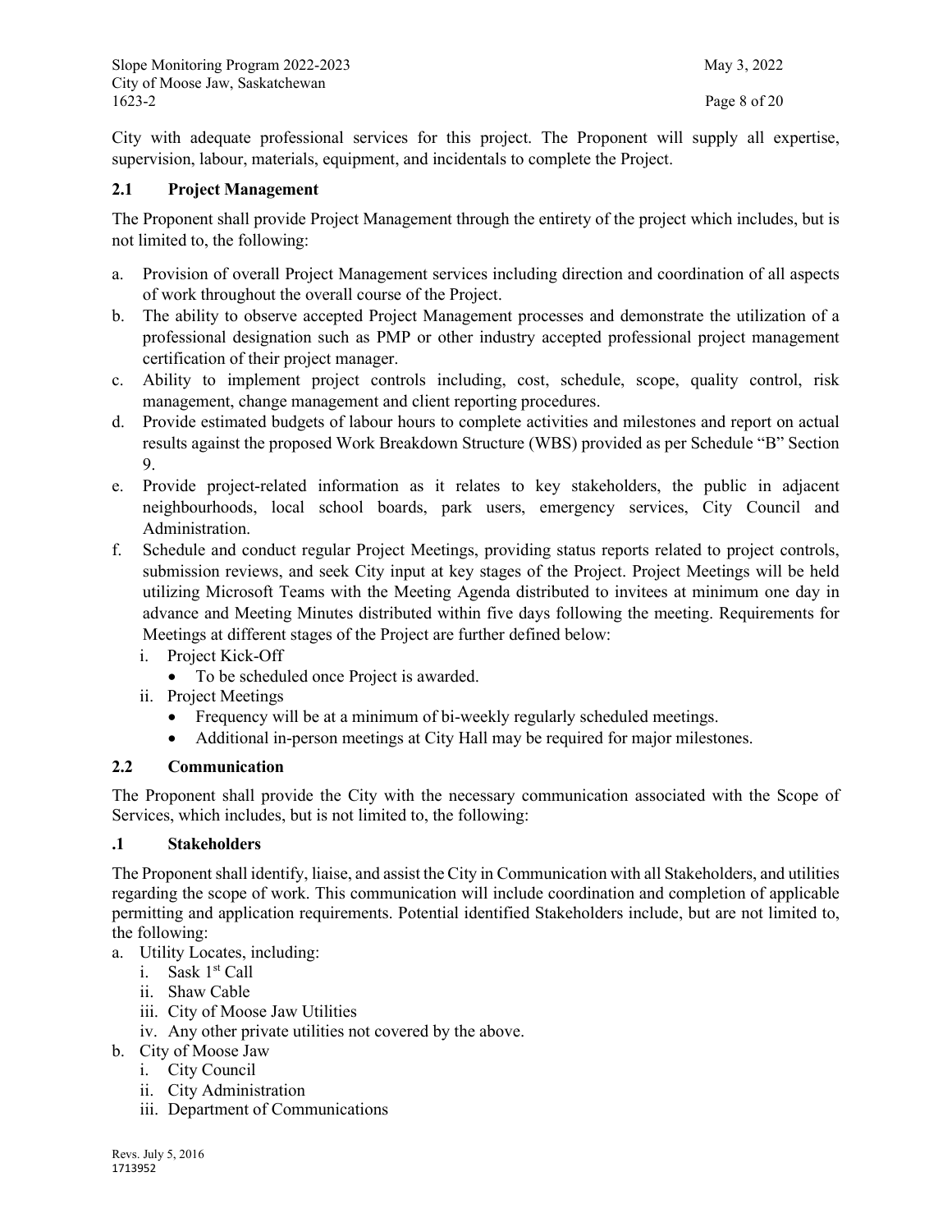City with adequate professional services for this project. The Proponent will supply all expertise, supervision, labour, materials, equipment, and incidentals to complete the Project.

## 2.1 Project Management

The Proponent shall provide Project Management through the entirety of the project which includes, but is not limited to, the following:

a. Provision of overall Project Management services including direction and coordination of all aspects of work throughout the overall course of the Project.
b. The ability to observe accepted Project Management processes and demonstrate the utilization of a professional designation such as PMP or other industry accepted professional project management certification of their project manager.
c. Ability to implement project controls including, cost, schedule, scope, quality control, risk management, change management and client reporting procedures.
d. Provide estimated budgets of labour hours to complete activities and milestones and report on actual results against the proposed Work Breakdown Structure (WBS) provided as per Schedule "B" Section 9.
e. Provide project-related information as it relates to key stakeholders, the public in adjacent neighbourhoods, local school boards, park users, emergency services, City Council and Administration.
f. Schedule and conduct regular Project Meetings, providing status reports related to project controls, submission reviews, and seek City input at key stages of the Project. Project Meetings will be held utilizing Microsoft Teams with the Meeting Agenda distributed to invitees at minimum one day in advance and Meeting Minutes distributed within five days following the meeting. Requirements for Meetings at different stages of the Project are further defined below:
   i. Project Kick-Off
      - To be scheduled once Project is awarded.
   ii. Project Meetings
      - Frequency will be at a minimum of bi-weekly regularly scheduled meetings.
      - Additional in-person meetings at City Hall may be required for major milestones.

## 2.2 Communication

The Proponent shall provide the City with the necessary communication associated with the Scope of Services, which includes, but is not limited to, the following:

### .1 Stakeholders

The Proponent shall identify, liaise, and assist the City in Communication with all Stakeholders, and utilities regarding the scope of work. This communication will include coordination and completion of applicable permitting and application requirements. Potential identified Stakeholders include, but are not limited to, the following:

a. Utility Locates, including:
   i. Sask 1st Call
   ii. Shaw Cable
   iii. City of Moose Jaw Utilities
   iv. Any other private utilities not covered by the above.
b. City of Moose Jaw
   i. City Council
   ii. City Administration
   iii. Department of Communications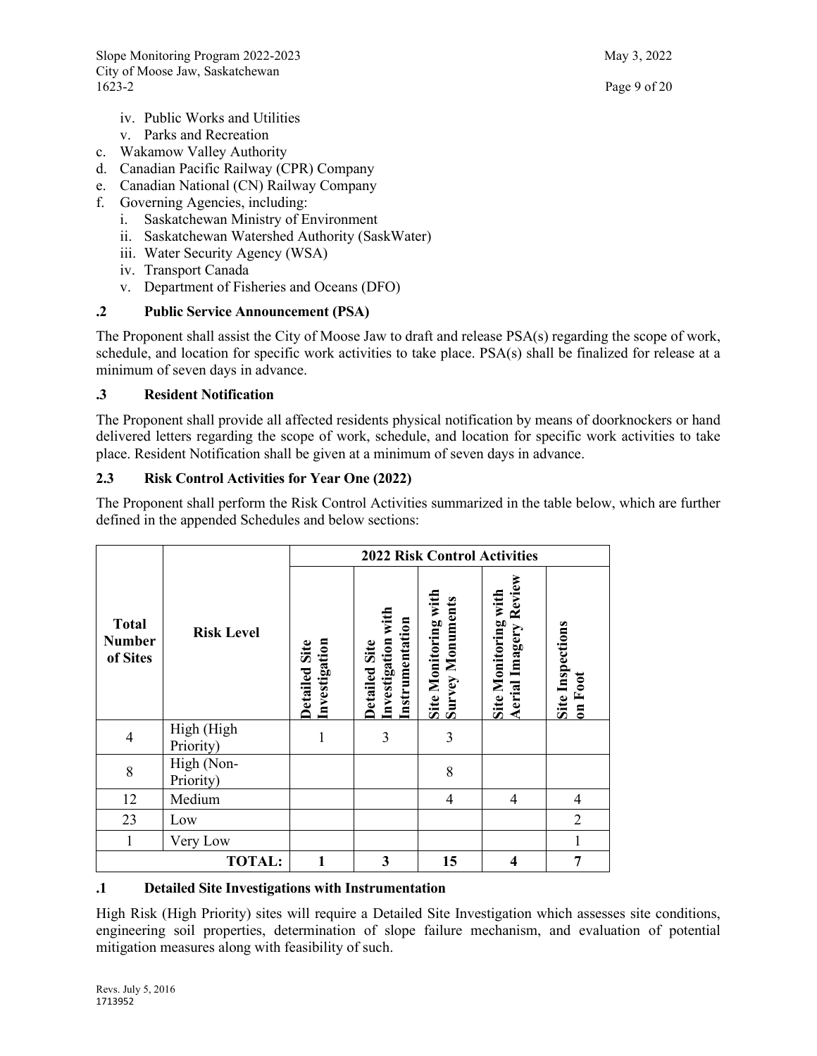- iv. Public Works and Utilities
- v. Parks and Recreation

c. Wakamow Valley Authority

d. Canadian Pacific Railway (CPR) Company

e. Canadian National (CN) Railway Company

f. Governing Agencies, including:
- i. Saskatchewan Ministry of Environment
- ii. Saskatchewan Watershed Authority (SaskWater)
- iii. Water Security Agency (WSA)
- iv. Transport Canada
- v. Department of Fisheries and Oceans (DFO)

### .2 Public Service Announcement (PSA)

The Proponent shall assist the City of Moose Jaw to draft and release PSA(s) regarding the scope of work, schedule, and location for specific work activities to take place. PSA(s) shall be finalized for release at a minimum of seven days in advance.

### .3 Resident Notification

The Proponent shall provide all affected residents physical notification by means of doorknockers or hand delivered letters regarding the scope of work, schedule, and location for specific work activities to take place. Resident Notification shall be given at a minimum of seven days in advance.

## 2.3 Risk Control Activities for Year One (2022)

The Proponent shall perform the Risk Control Activities summarized in the table below, which are further defined in the appended Schedules and below sections:

| Total Number of Sites | Risk Level | 2022 Risk Control Activities | | | | |
|---|---|---|---|---|---|---|
| | | Detailed Site Investigation | Detailed Site Investigation with Instrumentation | Site Monitoring with Survey Monuments | Site Monitoring with Aerial Imagery Review | Site Inspections on Foot |
| 4 | High (High Priority) | 1 | 3 | 3 | | |
| 8 | High (Non-Priority) | | | 8 | | |
| 12 | Medium | | | 4 | 4 | 4 |
| 23 | Low | | | | | 2 |
| 1 | Very Low | | | | | 1 |
| | **TOTAL:** | **1** | **3** | **15** | **4** | **7** |

### .1 Detailed Site Investigations with Instrumentation

High Risk (High Priority) sites will require a Detailed Site Investigation which assesses site conditions, engineering soil properties, determination of slope failure mechanism, and evaluation of potential mitigation measures along with feasibility of such.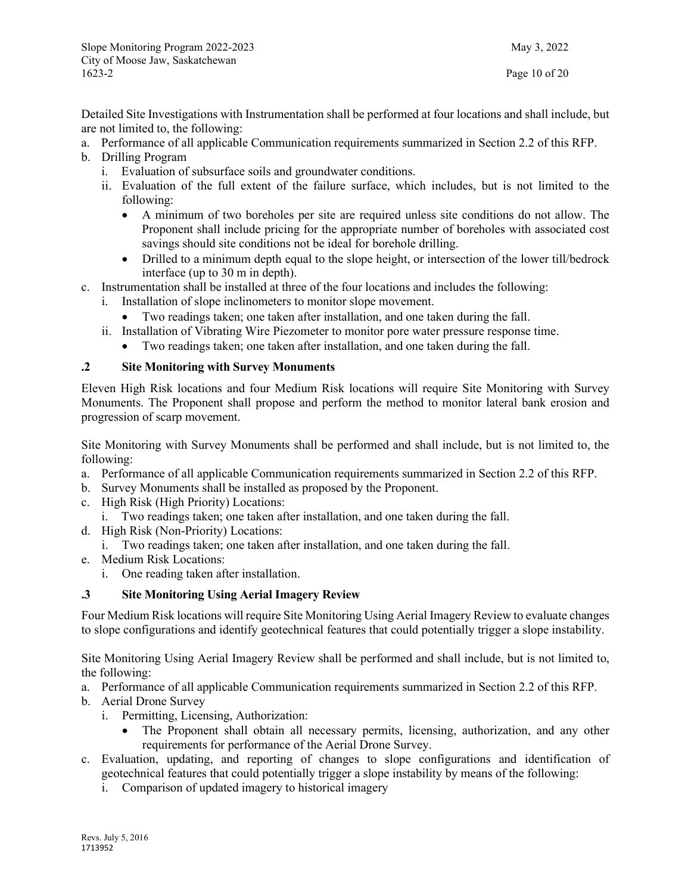Detailed Site Investigations with Instrumentation shall be performed at four locations and shall include, but are not limited to, the following:

a. Performance of all applicable Communication requirements summarized in Section 2.2 of this RFP.
b. Drilling Program
   i. Evaluation of subsurface soils and groundwater conditions.
   ii. Evaluation of the full extent of the failure surface, which includes, but is not limited to the following:
      - A minimum of two boreholes per site are required unless site conditions do not allow. The Proponent shall include pricing for the appropriate number of boreholes with associated cost savings should site conditions not be ideal for borehole drilling.
      - Drilled to a minimum depth equal to the slope height, or intersection of the lower till/bedrock interface (up to 30 m in depth).
c. Instrumentation shall be installed at three of the four locations and includes the following:
   i. Installation of slope inclinometers to monitor slope movement.
      - Two readings taken; one taken after installation, and one taken during the fall.
   ii. Installation of Vibrating Wire Piezometer to monitor pore water pressure response time.
      - Two readings taken; one taken after installation, and one taken during the fall.

### .2 Site Monitoring with Survey Monuments

Eleven High Risk locations and four Medium Risk locations will require Site Monitoring with Survey Monuments. The Proponent shall propose and perform the method to monitor lateral bank erosion and progression of scarp movement.

Site Monitoring with Survey Monuments shall be performed and shall include, but is not limited to, the following:

a. Performance of all applicable Communication requirements summarized in Section 2.2 of this RFP.
b. Survey Monuments shall be installed as proposed by the Proponent.
c. High Risk (High Priority) Locations:
   i. Two readings taken; one taken after installation, and one taken during the fall.
d. High Risk (Non-Priority) Locations:
   i. Two readings taken; one taken after installation, and one taken during the fall.
e. Medium Risk Locations:
   i. One reading taken after installation.

### .3 Site Monitoring Using Aerial Imagery Review

Four Medium Risk locations will require Site Monitoring Using Aerial Imagery Review to evaluate changes to slope configurations and identify geotechnical features that could potentially trigger a slope instability.

Site Monitoring Using Aerial Imagery Review shall be performed and shall include, but is not limited to, the following:

a. Performance of all applicable Communication requirements summarized in Section 2.2 of this RFP.
b. Aerial Drone Survey
   i. Permitting, Licensing, Authorization:
      - The Proponent shall obtain all necessary permits, licensing, authorization, and any other requirements for performance of the Aerial Drone Survey.
c. Evaluation, updating, and reporting of changes to slope configurations and identification of geotechnical features that could potentially trigger a slope instability by means of the following:
   i. Comparison of updated imagery to historical imagery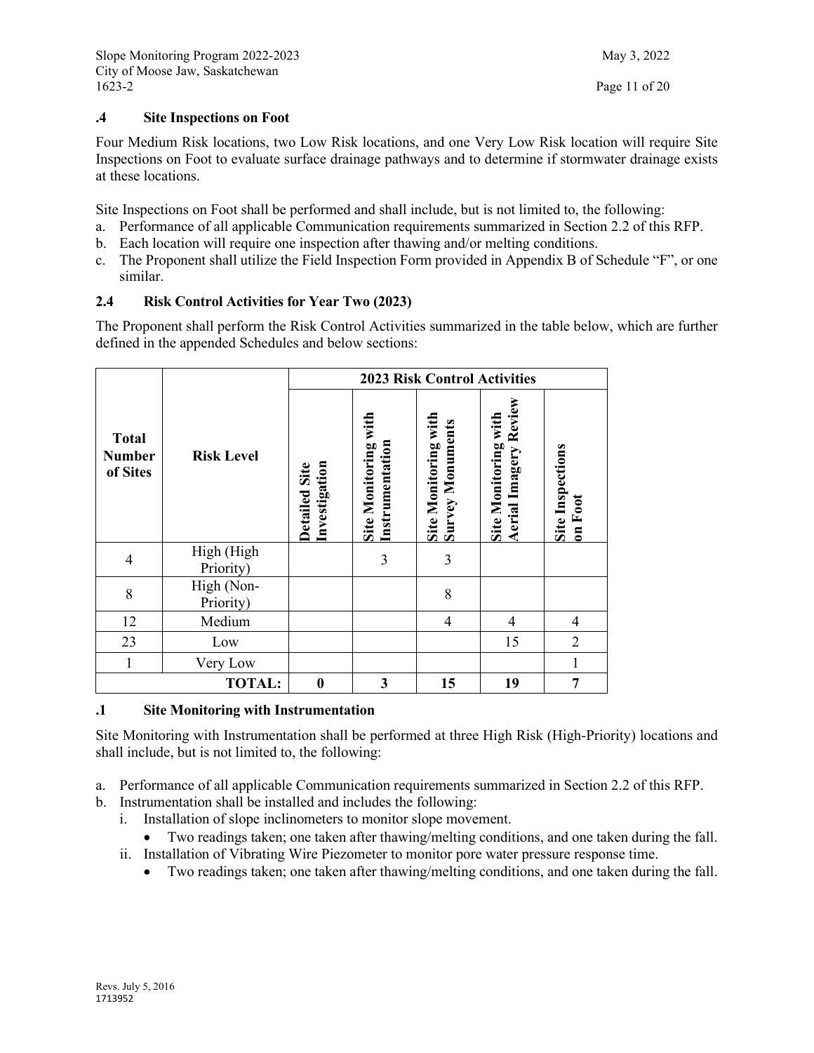### .4 Site Inspections on Foot

Four Medium Risk locations, two Low Risk locations, and one Very Low Risk location will require Site Inspections on Foot to evaluate surface drainage pathways and to determine if stormwater drainage exists at these locations.

Site Inspections on Foot shall be performed and shall include, but is not limited to, the following:

a. Performance of all applicable Communication requirements summarized in Section 2.2 of this RFP.
b. Each location will require one inspection after thawing and/or melting conditions.
c. The Proponent shall utilize the Field Inspection Form provided in Appendix B of Schedule "F", or one similar.

## 2.4 Risk Control Activities for Year Two (2023)

The Proponent shall perform the Risk Control Activities summarized in the table below, which are further defined in the appended Schedules and below sections:

| Total Number of Sites | Risk Level | 2023 Risk Control Activities | | | | |
|---|---|---|---|---|---|---|
| | | Detailed Site Investigation | Site Monitoring with Instrumentation | Site Monitoring with Survey Monuments | Site Monitoring with Aerial Imagery Review | Site Inspections on Foot |
| 4 | High (High Priority) | | 3 | 3 | | |
| 8 | High (Non-Priority) | | | 8 | | |
| 12 | Medium | | | 4 | 4 | 4 |
| 23 | Low | | | | 15 | 2 |
| 1 | Very Low | | | | | 1 |
| | **TOTAL:** | **0** | **3** | **15** | **19** | **7** |

### .1 Site Monitoring with Instrumentation

Site Monitoring with Instrumentation shall be performed at three High Risk (High-Priority) locations and shall include, but is not limited to, the following:

a. Performance of all applicable Communication requirements summarized in Section 2.2 of this RFP.
b. Instrumentation shall be installed and includes the following:
   i. Installation of slope inclinometers to monitor slope movement.
      - Two readings taken; one taken after thawing/melting conditions, and one taken during the fall.
   ii. Installation of Vibrating Wire Piezometer to monitor pore water pressure response time.
      - Two readings taken; one taken after thawing/melting conditions, and one taken during the fall.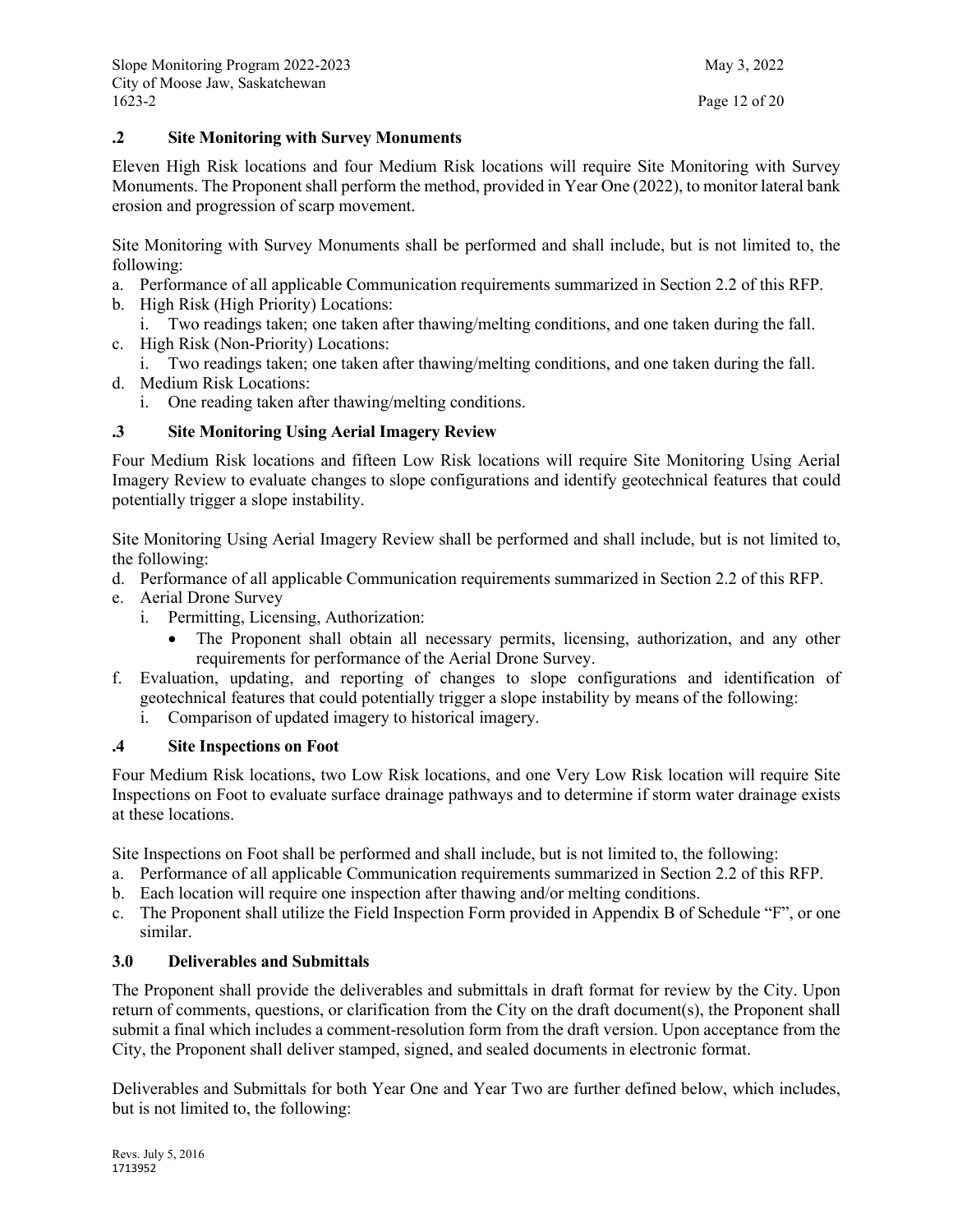### .2 Site Monitoring with Survey Monuments

Eleven High Risk locations and four Medium Risk locations will require Site Monitoring with Survey Monuments. The Proponent shall perform the method, provided in Year One (2022), to monitor lateral bank erosion and progression of scarp movement.

Site Monitoring with Survey Monuments shall be performed and shall include, but is not limited to, the following:

a. Performance of all applicable Communication requirements summarized in Section 2.2 of this RFP.
b. High Risk (High Priority) Locations:
   i. Two readings taken; one taken after thawing/melting conditions, and one taken during the fall.
c. High Risk (Non-Priority) Locations:
   i. Two readings taken; one taken after thawing/melting conditions, and one taken during the fall.
d. Medium Risk Locations:
   i. One reading taken after thawing/melting conditions.

### .3 Site Monitoring Using Aerial Imagery Review

Four Medium Risk locations and fifteen Low Risk locations will require Site Monitoring Using Aerial Imagery Review to evaluate changes to slope configurations and identify geotechnical features that could potentially trigger a slope instability.

Site Monitoring Using Aerial Imagery Review shall be performed and shall include, but is not limited to, the following:

d. Performance of all applicable Communication requirements summarized in Section 2.2 of this RFP.
e. Aerial Drone Survey
   i. Permitting, Licensing, Authorization:
      - The Proponent shall obtain all necessary permits, licensing, authorization, and any other requirements for performance of the Aerial Drone Survey.
f. Evaluation, updating, and reporting of changes to slope configurations and identification of geotechnical features that could potentially trigger a slope instability by means of the following:
   i. Comparison of updated imagery to historical imagery.

### .4 Site Inspections on Foot

Four Medium Risk locations, two Low Risk locations, and one Very Low Risk location will require Site Inspections on Foot to evaluate surface drainage pathways and to determine if storm water drainage exists at these locations.

Site Inspections on Foot shall be performed and shall include, but is not limited to, the following:

a. Performance of all applicable Communication requirements summarized in Section 2.2 of this RFP.
b. Each location will require one inspection after thawing and/or melting conditions.
c. The Proponent shall utilize the Field Inspection Form provided in Appendix B of Schedule "F", or one similar.

## 3.0 Deliverables and Submittals

The Proponent shall provide the deliverables and submittals in draft format for review by the City. Upon return of comments, questions, or clarification from the City on the draft document(s), the Proponent shall submit a final which includes a comment-resolution form from the draft version. Upon acceptance from the City, the Proponent shall deliver stamped, signed, and sealed documents in electronic format.

Deliverables and Submittals for both Year One and Year Two are further defined below, which includes, but is not limited to, the following: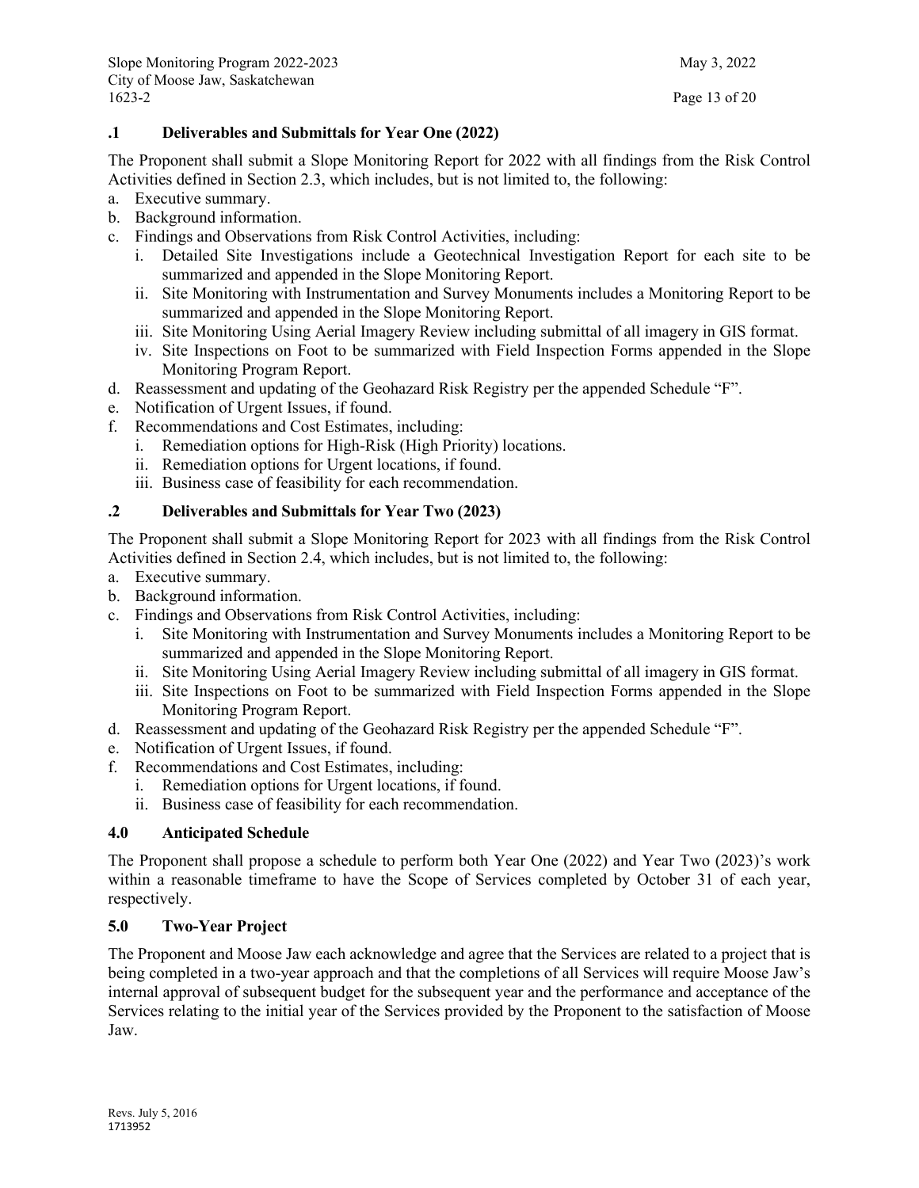### .1 Deliverables and Submittals for Year One (2022)

The Proponent shall submit a Slope Monitoring Report for 2022 with all findings from the Risk Control Activities defined in Section 2.3, which includes, but is not limited to, the following:

a. Executive summary.
b. Background information.
c. Findings and Observations from Risk Control Activities, including:
   i. Detailed Site Investigations include a Geotechnical Investigation Report for each site to be summarized and appended in the Slope Monitoring Report.
   ii. Site Monitoring with Instrumentation and Survey Monuments includes a Monitoring Report to be summarized and appended in the Slope Monitoring Report.
   iii. Site Monitoring Using Aerial Imagery Review including submittal of all imagery in GIS format.
   iv. Site Inspections on Foot to be summarized with Field Inspection Forms appended in the Slope Monitoring Program Report.
d. Reassessment and updating of the Geohazard Risk Registry per the appended Schedule "F".
e. Notification of Urgent Issues, if found.
f. Recommendations and Cost Estimates, including:
   i. Remediation options for High-Risk (High Priority) locations.
   ii. Remediation options for Urgent locations, if found.
   iii. Business case of feasibility for each recommendation.

### .2 Deliverables and Submittals for Year Two (2023)

The Proponent shall submit a Slope Monitoring Report for 2023 with all findings from the Risk Control Activities defined in Section 2.4, which includes, but is not limited to, the following:

a. Executive summary.
b. Background information.
c. Findings and Observations from Risk Control Activities, including:
   i. Site Monitoring with Instrumentation and Survey Monuments includes a Monitoring Report to be summarized and appended in the Slope Monitoring Report.
   ii. Site Monitoring Using Aerial Imagery Review including submittal of all imagery in GIS format.
   iii. Site Inspections on Foot to be summarized with Field Inspection Forms appended in the Slope Monitoring Program Report.
d. Reassessment and updating of the Geohazard Risk Registry per the appended Schedule "F".
e. Notification of Urgent Issues, if found.
f. Recommendations and Cost Estimates, including:
   i. Remediation options for Urgent locations, if found.
   ii. Business case of feasibility for each recommendation.

## 4.0 Anticipated Schedule

The Proponent shall propose a schedule to perform both Year One (2022) and Year Two (2023)'s work within a reasonable timeframe to have the Scope of Services completed by October 31 of each year, respectively.

## 5.0 Two-Year Project

The Proponent and Moose Jaw each acknowledge and agree that the Services are related to a project that is being completed in a two-year approach and that the completions of all Services will require Moose Jaw's internal approval of subsequent budget for the subsequent year and the performance and acceptance of the Services relating to the initial year of the Services provided by the Proponent to the satisfaction of Moose Jaw.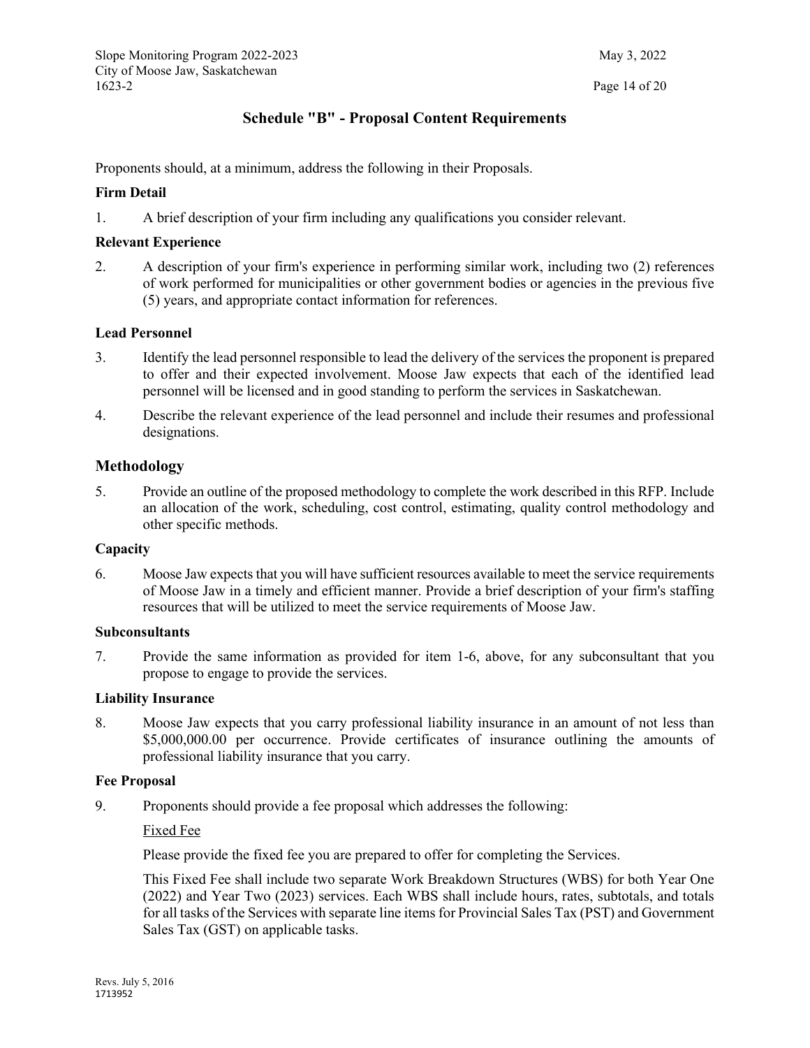## Schedule "B" - Proposal Content Requirements

Proponents should, at a minimum, address the following in their Proposals.

**Firm Detail**

1. A brief description of your firm including any qualifications you consider relevant.

**Relevant Experience**

2. A description of your firm's experience in performing similar work, including two (2) references of work performed for municipalities or other government bodies or agencies in the previous five (5) years, and appropriate contact information for references.

**Lead Personnel**

3. Identify the lead personnel responsible to lead the delivery of the services the proponent is prepared to offer and their expected involvement. Moose Jaw expects that each of the identified lead personnel will be licensed and in good standing to perform the services in Saskatchewan.

4. Describe the relevant experience of the lead personnel and include their resumes and professional designations.

### Methodology

5. Provide an outline of the proposed methodology to complete the work described in this RFP. Include an allocation of the work, scheduling, cost control, estimating, quality control methodology and other specific methods.

**Capacity**

6. Moose Jaw expects that you will have sufficient resources available to meet the service requirements of Moose Jaw in a timely and efficient manner. Provide a brief description of your firm's staffing resources that will be utilized to meet the service requirements of Moose Jaw.

**Subconsultants**

7. Provide the same information as provided for item 1-6, above, for any subconsultant that you propose to engage to provide the services.

**Liability Insurance**

8. Moose Jaw expects that you carry professional liability insurance in an amount of not less than $5,000,000.00 per occurrence. Provide certificates of insurance outlining the amounts of professional liability insurance that you carry.

**Fee Proposal**

9. Proponents should provide a fee proposal which addresses the following:

   Fixed Fee

   Please provide the fixed fee you are prepared to offer for completing the Services.

   This Fixed Fee shall include two separate Work Breakdown Structures (WBS) for both Year One (2022) and Year Two (2023) services. Each WBS shall include hours, rates, subtotals, and totals for all tasks of the Services with separate line items for Provincial Sales Tax (PST) and Government Sales Tax (GST) on applicable tasks.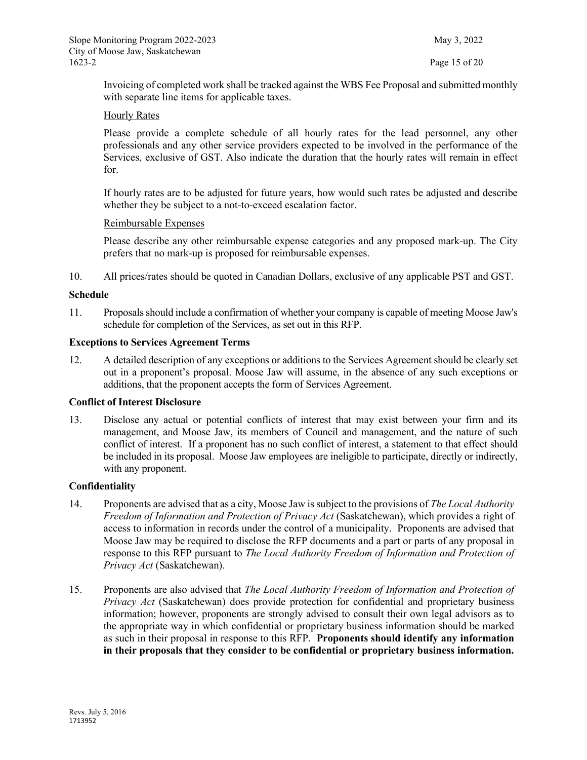Invoicing of completed work shall be tracked against the WBS Fee Proposal and submitted monthly with separate line items for applicable taxes.

Hourly Rates

Please provide a complete schedule of all hourly rates for the lead personnel, any other professionals and any other service providers expected to be involved in the performance of the Services, exclusive of GST. Also indicate the duration that the hourly rates will remain in effect for.

If hourly rates are to be adjusted for future years, how would such rates be adjusted and describe whether they be subject to a not-to-exceed escalation factor.

Reimbursable Expenses

Please describe any other reimbursable expense categories and any proposed mark-up. The City prefers that no mark-up is proposed for reimbursable expenses.

10. All prices/rates should be quoted in Canadian Dollars, exclusive of any applicable PST and GST.

**Schedule**

11. Proposals should include a confirmation of whether your company is capable of meeting Moose Jaw's schedule for completion of the Services, as set out in this RFP.

**Exceptions to Services Agreement Terms**

12. A detailed description of any exceptions or additions to the Services Agreement should be clearly set out in a proponent's proposal. Moose Jaw will assume, in the absence of any such exceptions or additions, that the proponent accepts the form of Services Agreement.

**Conflict of Interest Disclosure**

13. Disclose any actual or potential conflicts of interest that may exist between your firm and its management, and Moose Jaw, its members of Council and management, and the nature of such conflict of interest. If a proponent has no such conflict of interest, a statement to that effect should be included in its proposal. Moose Jaw employees are ineligible to participate, directly or indirectly, with any proponent.

**Confidentiality**

14. Proponents are advised that as a city, Moose Jaw is subject to the provisions of *The Local Authority Freedom of Information and Protection of Privacy Act* (Saskatchewan), which provides a right of access to information in records under the control of a municipality. Proponents are advised that Moose Jaw may be required to disclose the RFP documents and a part or parts of any proposal in response to this RFP pursuant to *The Local Authority Freedom of Information and Protection of Privacy Act* (Saskatchewan).

15. Proponents are also advised that *The Local Authority Freedom of Information and Protection of Privacy Act* (Saskatchewan) does provide protection for confidential and proprietary business information; however, proponents are strongly advised to consult their own legal advisors as to the appropriate way in which confidential or proprietary business information should be marked as such in their proposal in response to this RFP. **Proponents should identify any information in their proposals that they consider to be confidential or proprietary business information.**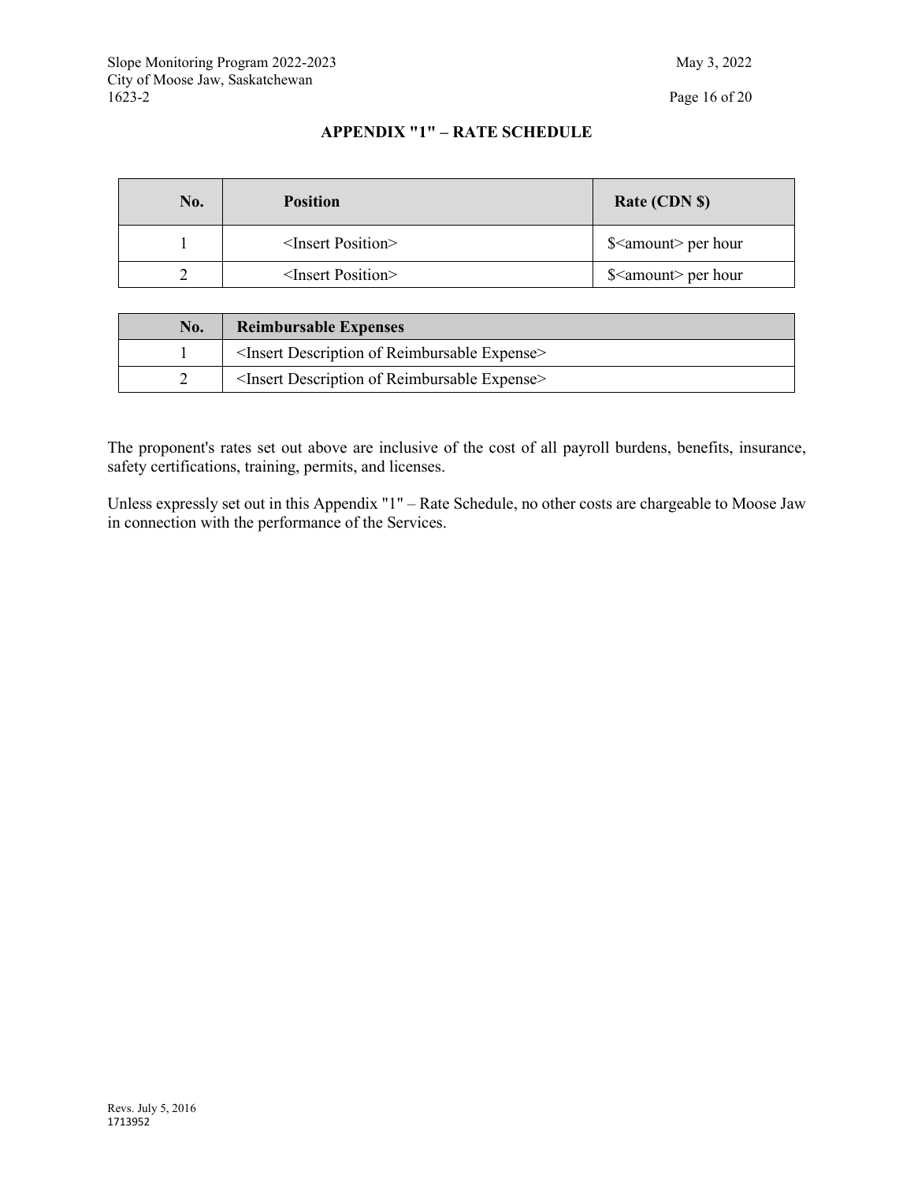## APPENDIX "1" – RATE SCHEDULE

| No. | Position | Rate (CDN $) |
|---|---|---|
| 1 | <Insert Position> | $<amount> per hour |
| 2 | <Insert Position> | $<amount> per hour |

| No. | Reimbursable Expenses |
|---|---|
| 1 | <Insert Description of Reimbursable Expense> |
| 2 | <Insert Description of Reimbursable Expense> |

The proponent's rates set out above are inclusive of the cost of all payroll burdens, benefits, insurance, safety certifications, training, permits, and licenses.

Unless expressly set out in this Appendix "1" – Rate Schedule, no other costs are chargeable to Moose Jaw in connection with the performance of the Services.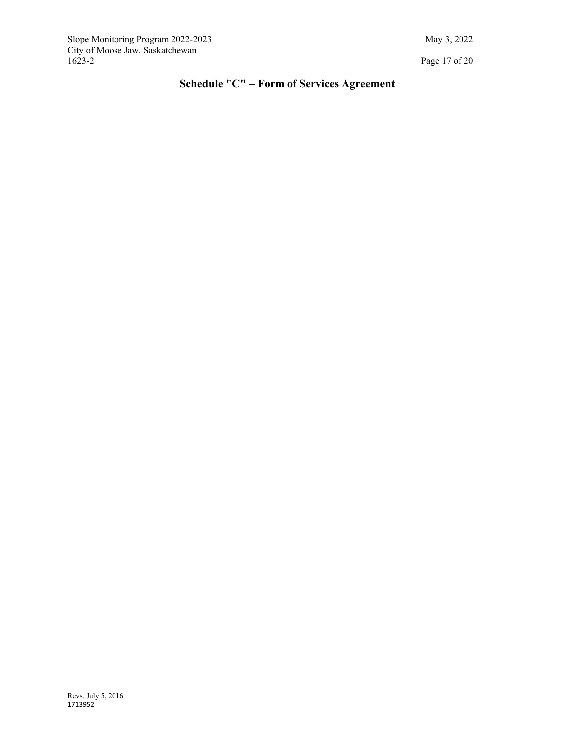# Schedule "C" – Form of Services Agreement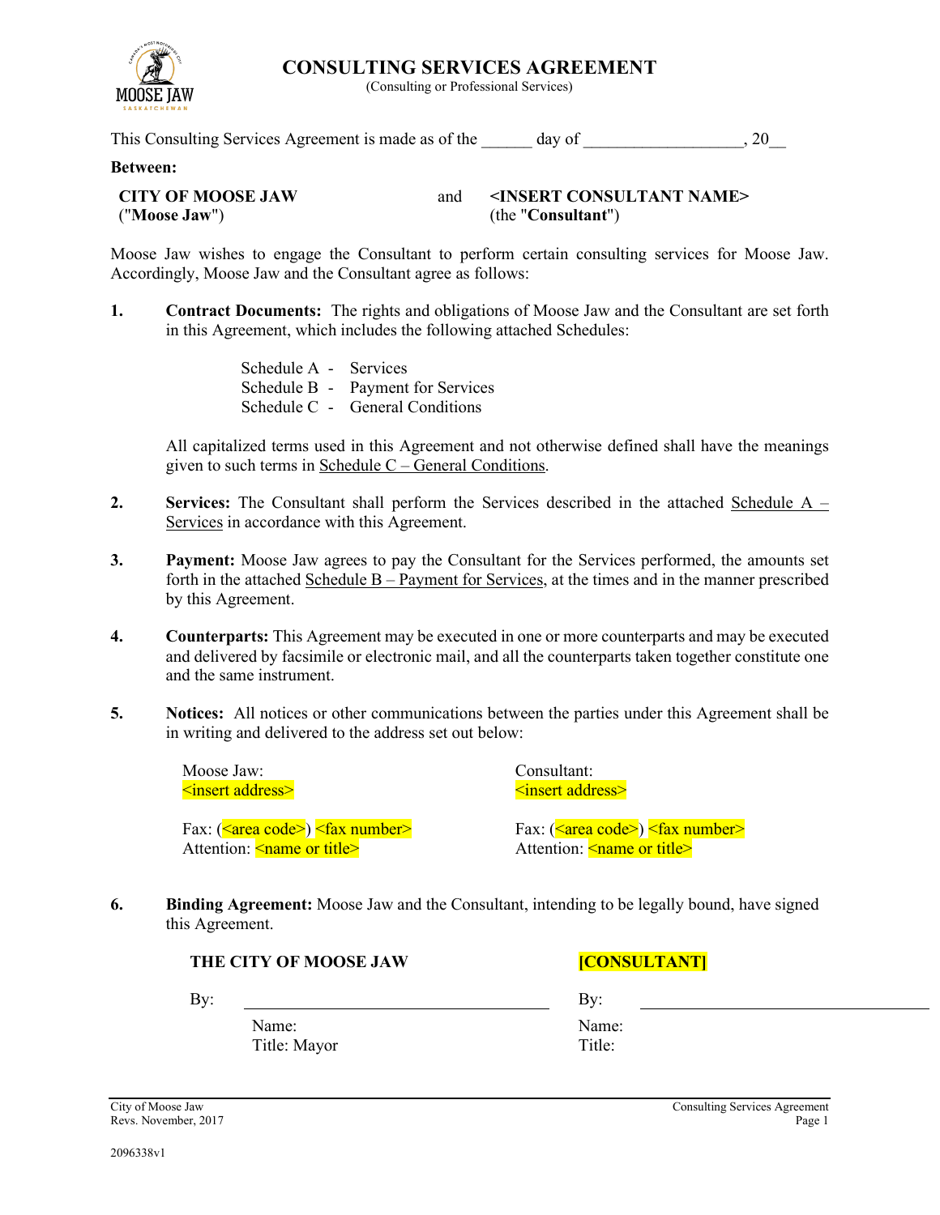# CONSULTING SERVICES AGREEMENT

(Consulting or Professional Services)

This Consulting Services Agreement is made as of the ______ day of __________________, 20__

**Between:**

| | | |
|---|---|---|
| **CITY OF MOOSE JAW** ("**Moose Jaw**") | and | **<INSERT CONSULTANT NAME>** (the "**Consultant**") |

Moose Jaw wishes to engage the Consultant to perform certain consulting services for Moose Jaw. Accordingly, Moose Jaw and the Consultant agree as follows:

1. **Contract Documents:** The rights and obligations of Moose Jaw and the Consultant are set forth in this Agreement, which includes the following attached Schedules:

   Schedule A - Services
   Schedule B - Payment for Services
   Schedule C - General Conditions

   All capitalized terms used in this Agreement and not otherwise defined shall have the meanings given to such terms in Schedule C – General Conditions.

2. **Services:** The Consultant shall perform the Services described in the attached Schedule A – Services in accordance with this Agreement.

3. **Payment:** Moose Jaw agrees to pay the Consultant for the Services performed, the amounts set forth in the attached Schedule B – Payment for Services, at the times and in the manner prescribed by this Agreement.

4. **Counterparts:** This Agreement may be executed in one or more counterparts and may be executed and delivered by facsimile or electronic mail, and all the counterparts taken together constitute one and the same instrument.

5. **Notices:** All notices or other communications between the parties under this Agreement shall be in writing and delivered to the address set out below:

| Moose Jaw: | Consultant: |
|---|---|
| <insert address> | <insert address> |
| Fax: (<area code>) <fax number> | Fax: (<area code>) <fax number> |
| Attention: <name or title> | Attention: <name or title> |

6. **Binding Agreement:** Moose Jaw and the Consultant, intending to be legally bound, have signed this Agreement.

| **THE CITY OF MOOSE JAW** | **[CONSULTANT]** |
|---|---|
| By: ______________________ | By: ______________________ |
| Name: | Name: |
| Title: Mayor | Title: |

2096338v1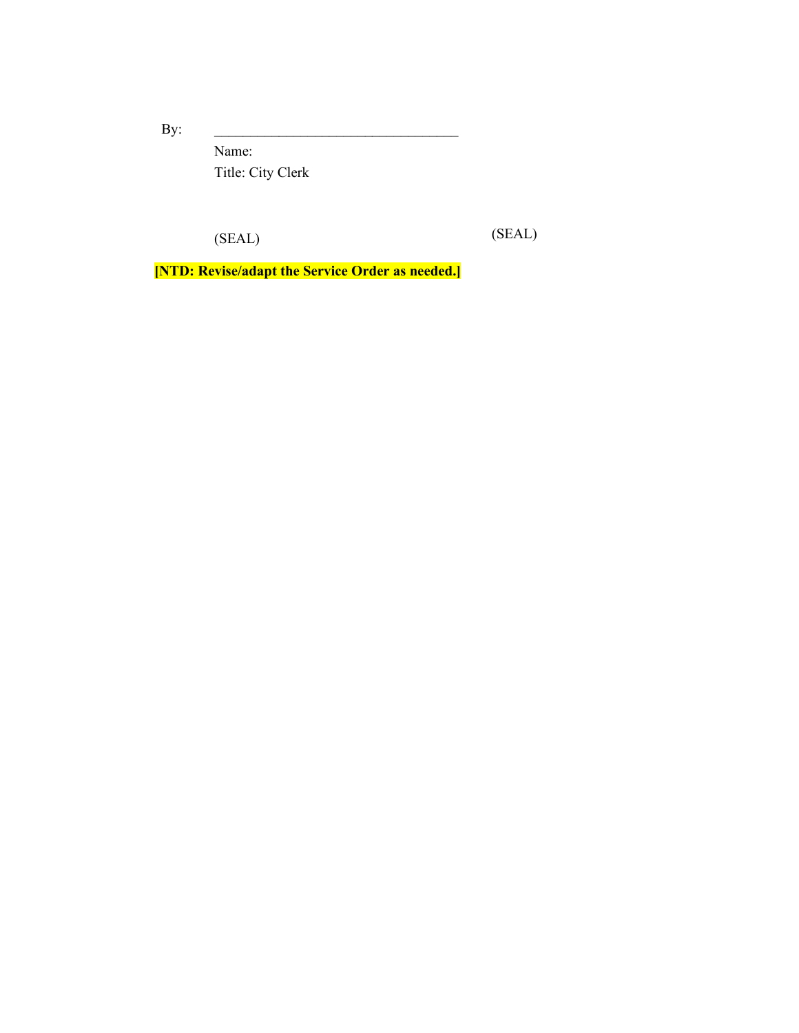By: \_\_\_\_\_\_\_\_\_\_\_\_\_\_\_\_\_\_\_\_\_\_\_\_\_\_\_\_\_\_\_\_\_\_

Name:

Title: City Clerk

(SEAL) (SEAL)

**[NTD: Revise/adapt the Service Order as needed.]**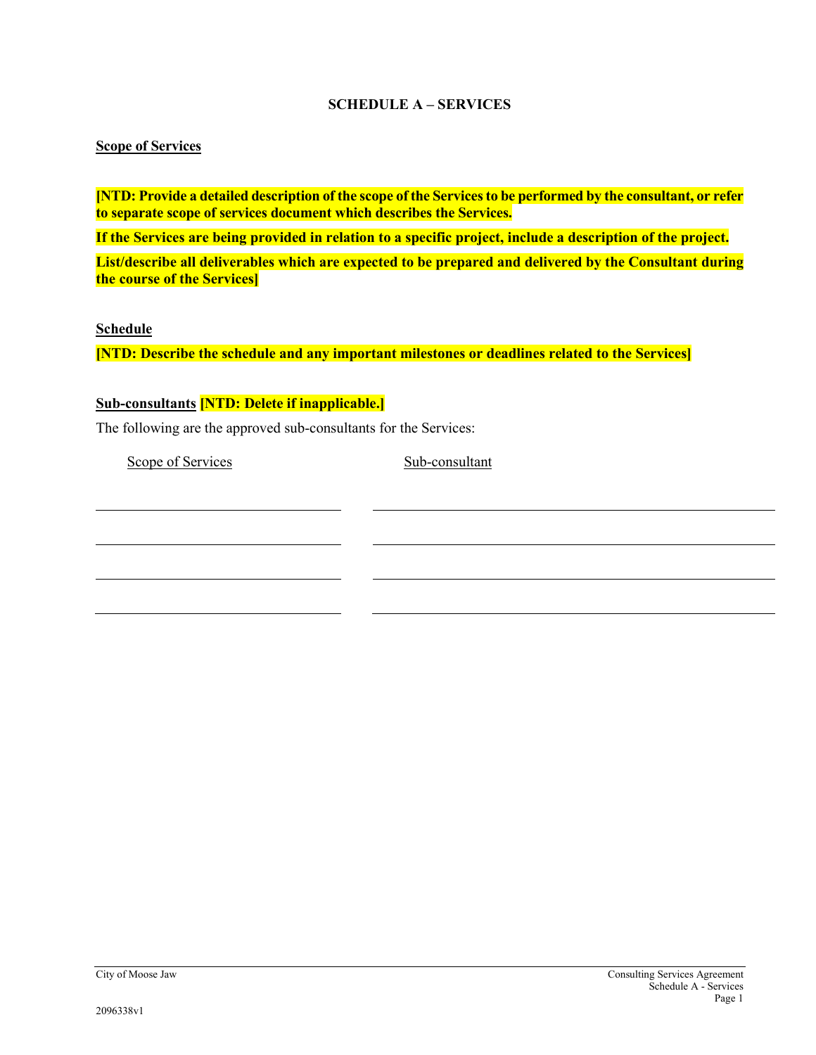# SCHEDULE A – SERVICES

**Scope of Services**

**[NTD: Provide a detailed description of the scope of the Services to be performed by the consultant, or refer to separate scope of services document which describes the Services.**

**If the Services are being provided in relation to a specific project, include a description of the project.**

**List/describe all deliverables which are expected to be prepared and delivered by the Consultant during the course of the Services]**

**Schedule**

**[NTD: Describe the schedule and any important milestones or deadlines related to the Services]**

**Sub-consultants** **[NTD: Delete if inapplicable.]**

The following are the approved sub-consultants for the Services:

| Scope of Services | Sub-consultant |
| --- | --- |
| | |
| | |
| | |
| | |

2096338v1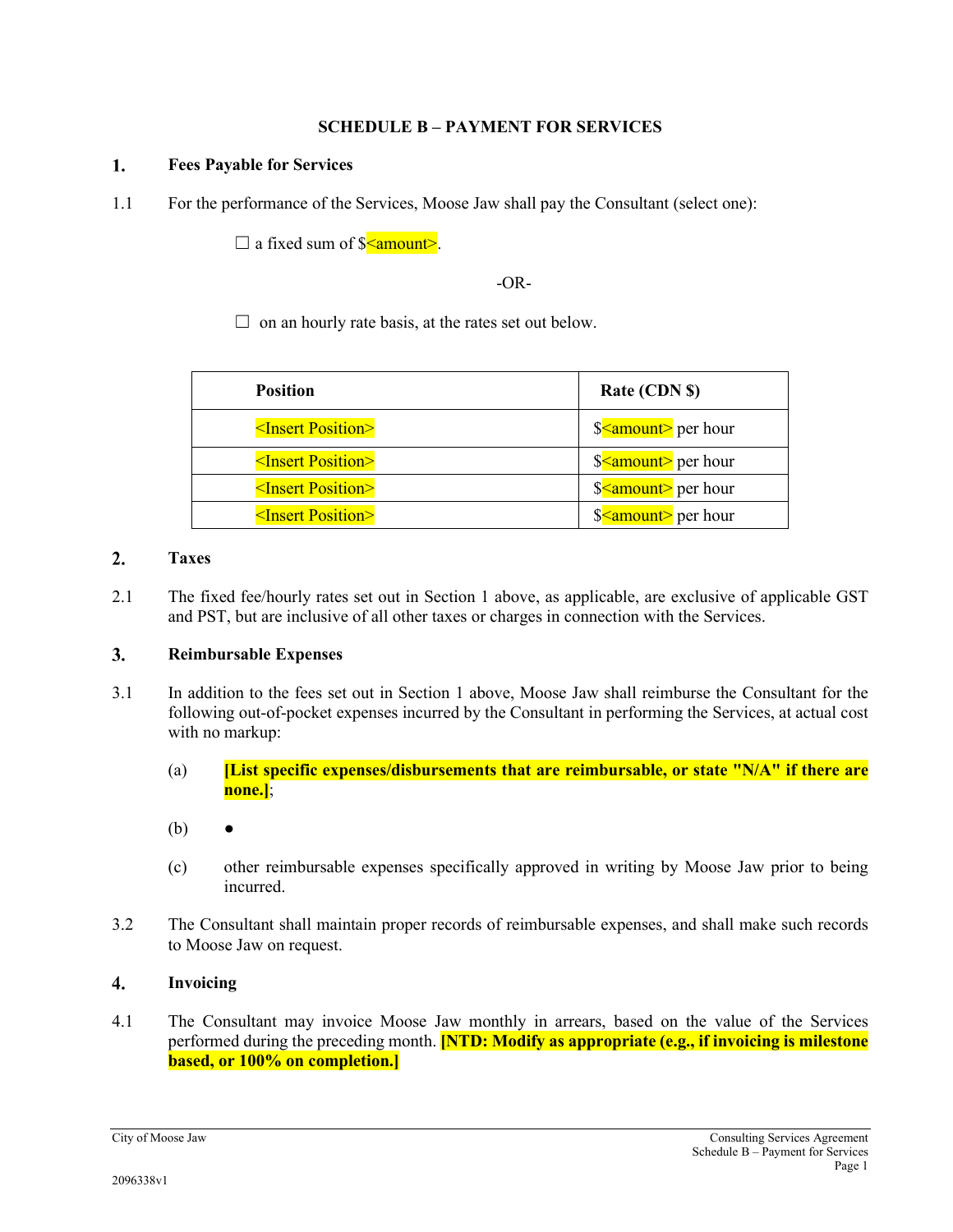## SCHEDULE B – PAYMENT FOR SERVICES

### 1. Fees Payable for Services

1.1 For the performance of the Services, Moose Jaw shall pay the Consultant (select one):

☐ a fixed sum of $<amount>.

-OR-

☐ on an hourly rate basis, at the rates set out below.

| Position | Rate (CDN $) |
|---|---|
| <Insert Position> | $<amount> per hour |
| <Insert Position> | $<amount> per hour |
| <Insert Position> | $<amount> per hour |
| <Insert Position> | $<amount> per hour |

### 2. Taxes

2.1 The fixed fee/hourly rates set out in Section 1 above, as applicable, are exclusive of applicable GST and PST, but are inclusive of all other taxes or charges in connection with the Services.

### 3. Reimbursable Expenses

3.1 In addition to the fees set out in Section 1 above, Moose Jaw shall reimburse the Consultant for the following out-of-pocket expenses incurred by the Consultant in performing the Services, at actual cost with no markup:

(a) **[List specific expenses/disbursements that are reimbursable, or state "N/A" if there are none.]**;

(b) ●

(c) other reimbursable expenses specifically approved in writing by Moose Jaw prior to being incurred.

3.2 The Consultant shall maintain proper records of reimbursable expenses, and shall make such records to Moose Jaw on request.

### 4. Invoicing

4.1 The Consultant may invoice Moose Jaw monthly in arrears, based on the value of the Services performed during the preceding month. **[NTD: Modify as appropriate (e.g., if invoicing is milestone based, or 100% on completion.]**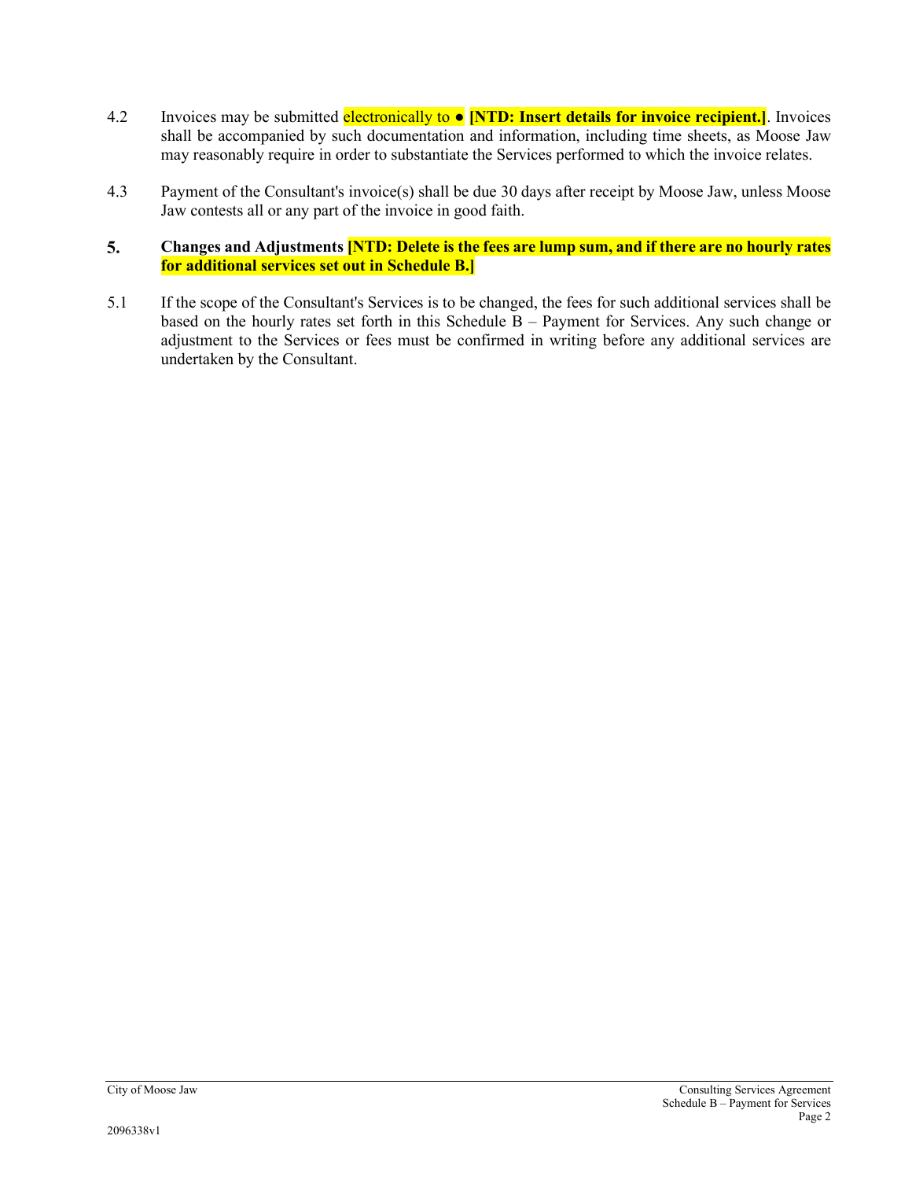4.2 Invoices may be submitted electronically to ● **[NTD: Insert details for invoice recipient.]**. Invoices shall be accompanied by such documentation and information, including time sheets, as Moose Jaw may reasonably require in order to substantiate the Services performed to which the invoice relates.

4.3 Payment of the Consultant's invoice(s) shall be due 30 days after receipt by Moose Jaw, unless Moose Jaw contests all or any part of the invoice in good faith.

## 5. Changes and Adjustments **[NTD: Delete is the fees are lump sum, and if there are no hourly rates for additional services set out in Schedule B.]**

5.1 If the scope of the Consultant's Services is to be changed, the fees for such additional services shall be based on the hourly rates set forth in this Schedule B – Payment for Services. Any such change or adjustment to the Services or fees must be confirmed in writing before any additional services are undertaken by the Consultant.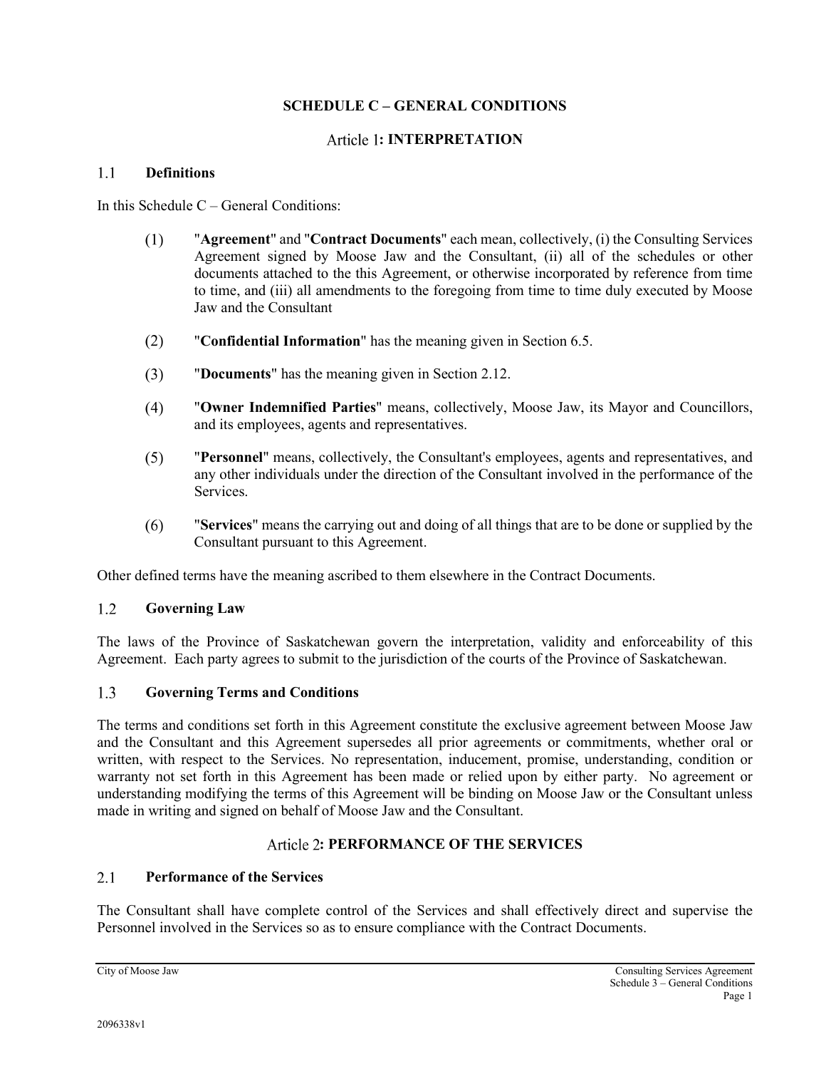## SCHEDULE C – GENERAL CONDITIONS

### Article 1: INTERPRETATION

#### 1.1 Definitions

In this Schedule C – General Conditions:

(1) "**Agreement**" and "**Contract Documents**" each mean, collectively, (i) the Consulting Services Agreement signed by Moose Jaw and the Consultant, (ii) all of the schedules or other documents attached to the this Agreement, or otherwise incorporated by reference from time to time, and (iii) all amendments to the foregoing from time to time duly executed by Moose Jaw and the Consultant

(2) "**Confidential Information**" has the meaning given in Section 6.5.

(3) "**Documents**" has the meaning given in Section 2.12.

(4) "**Owner Indemnified Parties**" means, collectively, Moose Jaw, its Mayor and Councillors, and its employees, agents and representatives.

(5) "**Personnel**" means, collectively, the Consultant's employees, agents and representatives, and any other individuals under the direction of the Consultant involved in the performance of the Services.

(6) "**Services**" means the carrying out and doing of all things that are to be done or supplied by the Consultant pursuant to this Agreement.

Other defined terms have the meaning ascribed to them elsewhere in the Contract Documents.

#### 1.2 Governing Law

The laws of the Province of Saskatchewan govern the interpretation, validity and enforceability of this Agreement. Each party agrees to submit to the jurisdiction of the courts of the Province of Saskatchewan.

#### 1.3 Governing Terms and Conditions

The terms and conditions set forth in this Agreement constitute the exclusive agreement between Moose Jaw and the Consultant and this Agreement supersedes all prior agreements or commitments, whether oral or written, with respect to the Services. No representation, inducement, promise, understanding, condition or warranty not set forth in this Agreement has been made or relied upon by either party. No agreement or understanding modifying the terms of this Agreement will be binding on Moose Jaw or the Consultant unless made in writing and signed on behalf of Moose Jaw and the Consultant.

### Article 2: PERFORMANCE OF THE SERVICES

#### 2.1 Performance of the Services

The Consultant shall have complete control of the Services and shall effectively direct and supervise the Personnel involved in the Services so as to ensure compliance with the Contract Documents.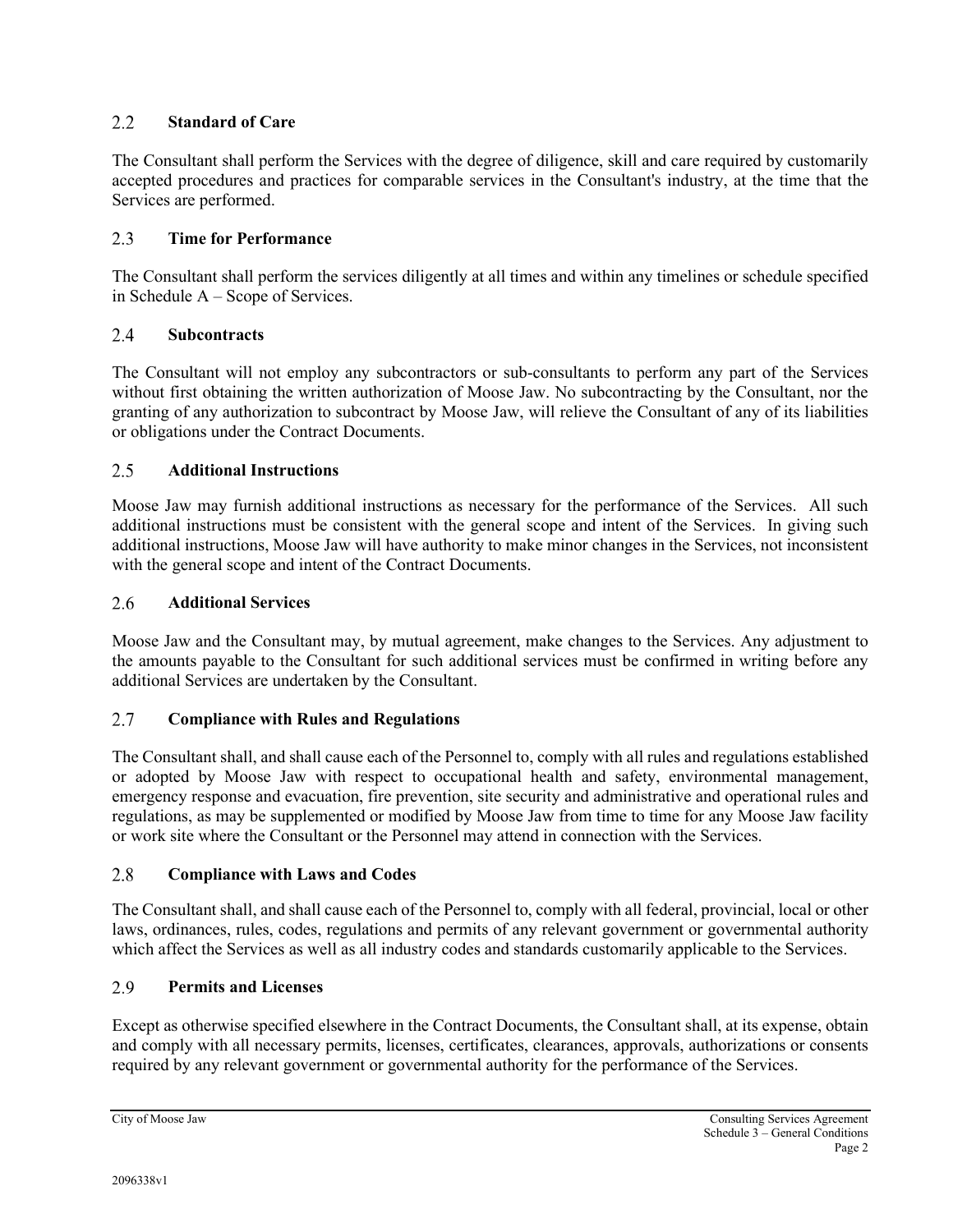### 2.2 Standard of Care

The Consultant shall perform the Services with the degree of diligence, skill and care required by customarily accepted procedures and practices for comparable services in the Consultant's industry, at the time that the Services are performed.

### 2.3 Time for Performance

The Consultant shall perform the services diligently at all times and within any timelines or schedule specified in Schedule A – Scope of Services.

### 2.4 Subcontracts

The Consultant will not employ any subcontractors or sub-consultants to perform any part of the Services without first obtaining the written authorization of Moose Jaw. No subcontracting by the Consultant, nor the granting of any authorization to subcontract by Moose Jaw, will relieve the Consultant of any of its liabilities or obligations under the Contract Documents.

### 2.5 Additional Instructions

Moose Jaw may furnish additional instructions as necessary for the performance of the Services. All such additional instructions must be consistent with the general scope and intent of the Services. In giving such additional instructions, Moose Jaw will have authority to make minor changes in the Services, not inconsistent with the general scope and intent of the Contract Documents.

### 2.6 Additional Services

Moose Jaw and the Consultant may, by mutual agreement, make changes to the Services. Any adjustment to the amounts payable to the Consultant for such additional services must be confirmed in writing before any additional Services are undertaken by the Consultant.

### 2.7 Compliance with Rules and Regulations

The Consultant shall, and shall cause each of the Personnel to, comply with all rules and regulations established or adopted by Moose Jaw with respect to occupational health and safety, environmental management, emergency response and evacuation, fire prevention, site security and administrative and operational rules and regulations, as may be supplemented or modified by Moose Jaw from time to time for any Moose Jaw facility or work site where the Consultant or the Personnel may attend in connection with the Services.

### 2.8 Compliance with Laws and Codes

The Consultant shall, and shall cause each of the Personnel to, comply with all federal, provincial, local or other laws, ordinances, rules, codes, regulations and permits of any relevant government or governmental authority which affect the Services as well as all industry codes and standards customarily applicable to the Services.

### 2.9 Permits and Licenses

Except as otherwise specified elsewhere in the Contract Documents, the Consultant shall, at its expense, obtain and comply with all necessary permits, licenses, certificates, clearances, approvals, authorizations or consents required by any relevant government or governmental authority for the performance of the Services.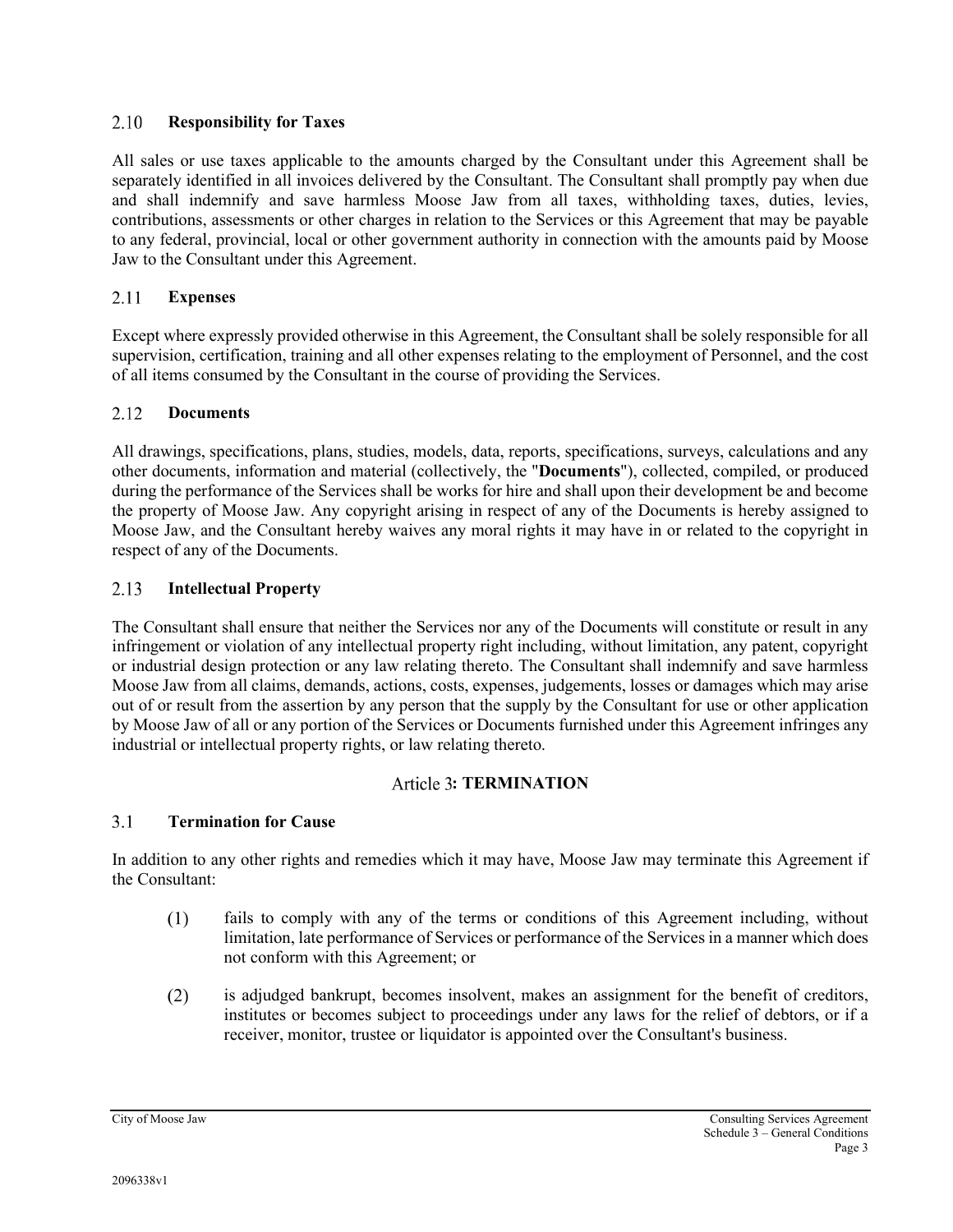### 2.10 Responsibility for Taxes

All sales or use taxes applicable to the amounts charged by the Consultant under this Agreement shall be separately identified in all invoices delivered by the Consultant. The Consultant shall promptly pay when due and shall indemnify and save harmless Moose Jaw from all taxes, withholding taxes, duties, levies, contributions, assessments or other charges in relation to the Services or this Agreement that may be payable to any federal, provincial, local or other government authority in connection with the amounts paid by Moose Jaw to the Consultant under this Agreement.

### 2.11 Expenses

Except where expressly provided otherwise in this Agreement, the Consultant shall be solely responsible for all supervision, certification, training and all other expenses relating to the employment of Personnel, and the cost of all items consumed by the Consultant in the course of providing the Services.

### 2.12 Documents

All drawings, specifications, plans, studies, models, data, reports, specifications, surveys, calculations and any other documents, information and material (collectively, the "**Documents**"), collected, compiled, or produced during the performance of the Services shall be works for hire and shall upon their development be and become the property of Moose Jaw. Any copyright arising in respect of any of the Documents is hereby assigned to Moose Jaw, and the Consultant hereby waives any moral rights it may have in or related to the copyright in respect of any of the Documents.

### 2.13 Intellectual Property

The Consultant shall ensure that neither the Services nor any of the Documents will constitute or result in any infringement or violation of any intellectual property right including, without limitation, any patent, copyright or industrial design protection or any law relating thereto. The Consultant shall indemnify and save harmless Moose Jaw from all claims, demands, actions, costs, expenses, judgements, losses or damages which may arise out of or result from the assertion by any person that the supply by the Consultant for use or other application by Moose Jaw of all or any portion of the Services or Documents furnished under this Agreement infringes any industrial or intellectual property rights, or law relating thereto.

## Article 3: TERMINATION

### 3.1 Termination for Cause

In addition to any other rights and remedies which it may have, Moose Jaw may terminate this Agreement if the Consultant:

(1) fails to comply with any of the terms or conditions of this Agreement including, without limitation, late performance of Services or performance of the Services in a manner which does not conform with this Agreement; or

(2) is adjudged bankrupt, becomes insolvent, makes an assignment for the benefit of creditors, institutes or becomes subject to proceedings under any laws for the relief of debtors, or if a receiver, monitor, trustee or liquidator is appointed over the Consultant's business.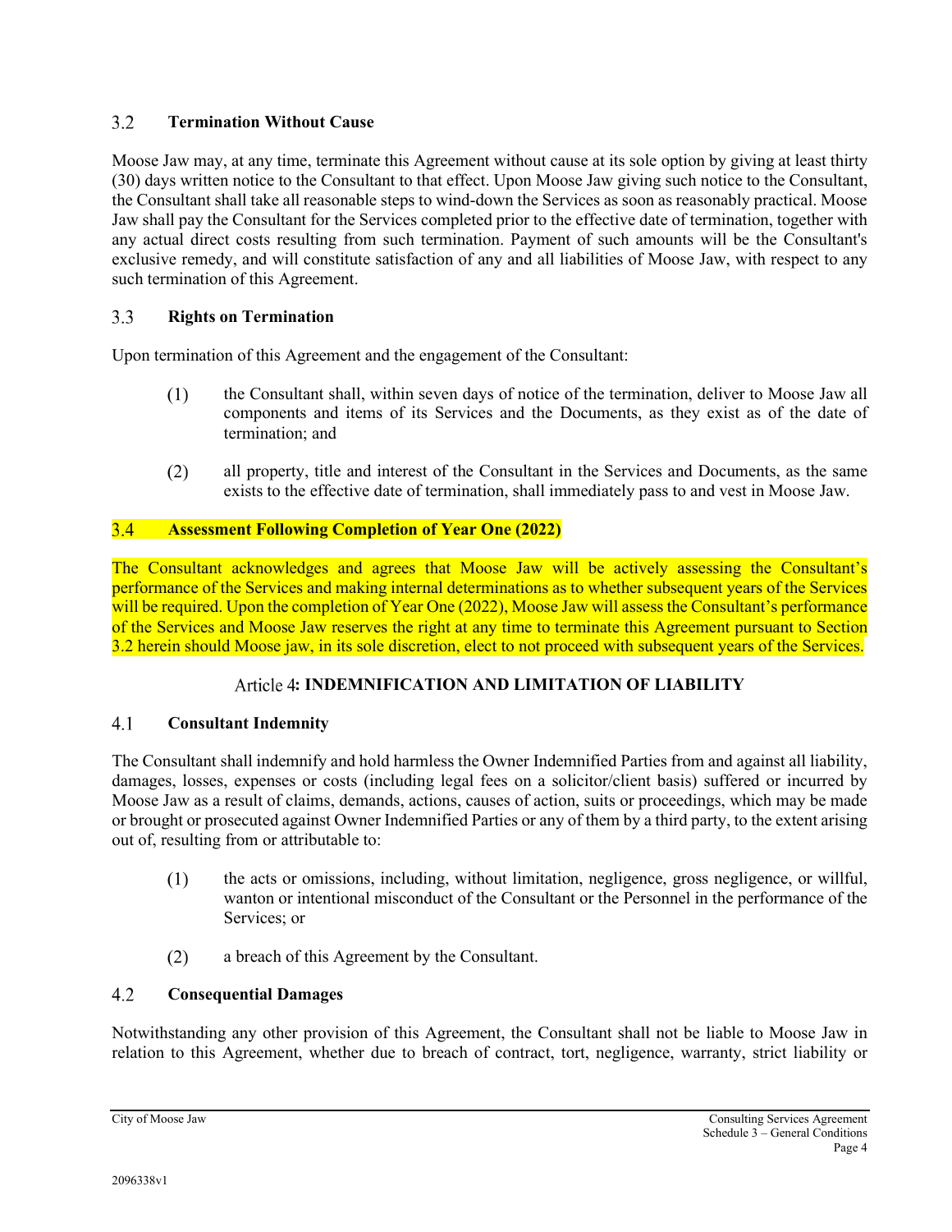### 3.2 Termination Without Cause

Moose Jaw may, at any time, terminate this Agreement without cause at its sole option by giving at least thirty (30) days written notice to the Consultant to that effect. Upon Moose Jaw giving such notice to the Consultant, the Consultant shall take all reasonable steps to wind-down the Services as soon as reasonably practical. Moose Jaw shall pay the Consultant for the Services completed prior to the effective date of termination, together with any actual direct costs resulting from such termination. Payment of such amounts will be the Consultant's exclusive remedy, and will constitute satisfaction of any and all liabilities of Moose Jaw, with respect to any such termination of this Agreement.

### 3.3 Rights on Termination

Upon termination of this Agreement and the engagement of the Consultant:

(1) the Consultant shall, within seven days of notice of the termination, deliver to Moose Jaw all components and items of its Services and the Documents, as they exist as of the date of termination; and

(2) all property, title and interest of the Consultant in the Services and Documents, as the same exists to the effective date of termination, shall immediately pass to and vest in Moose Jaw.

### 3.4 Assessment Following Completion of Year One (2022)

The Consultant acknowledges and agrees that Moose Jaw will be actively assessing the Consultant's performance of the Services and making internal determinations as to whether subsequent years of the Services will be required. Upon the completion of Year One (2022), Moose Jaw will assess the Consultant's performance of the Services and Moose Jaw reserves the right at any time to terminate this Agreement pursuant to Section 3.2 herein should Moose jaw, in its sole discretion, elect to not proceed with subsequent years of the Services.

## Article 4: INDEMNIFICATION AND LIMITATION OF LIABILITY

### 4.1 Consultant Indemnity

The Consultant shall indemnify and hold harmless the Owner Indemnified Parties from and against all liability, damages, losses, expenses or costs (including legal fees on a solicitor/client basis) suffered or incurred by Moose Jaw as a result of claims, demands, actions, causes of action, suits or proceedings, which may be made or brought or prosecuted against Owner Indemnified Parties or any of them by a third party, to the extent arising out of, resulting from or attributable to:

(1) the acts or omissions, including, without limitation, negligence, gross negligence, or willful, wanton or intentional misconduct of the Consultant or the Personnel in the performance of the Services; or

(2) a breach of this Agreement by the Consultant.

### 4.2 Consequential Damages

Notwithstanding any other provision of this Agreement, the Consultant shall not be liable to Moose Jaw in relation to this Agreement, whether due to breach of contract, tort, negligence, warranty, strict liability or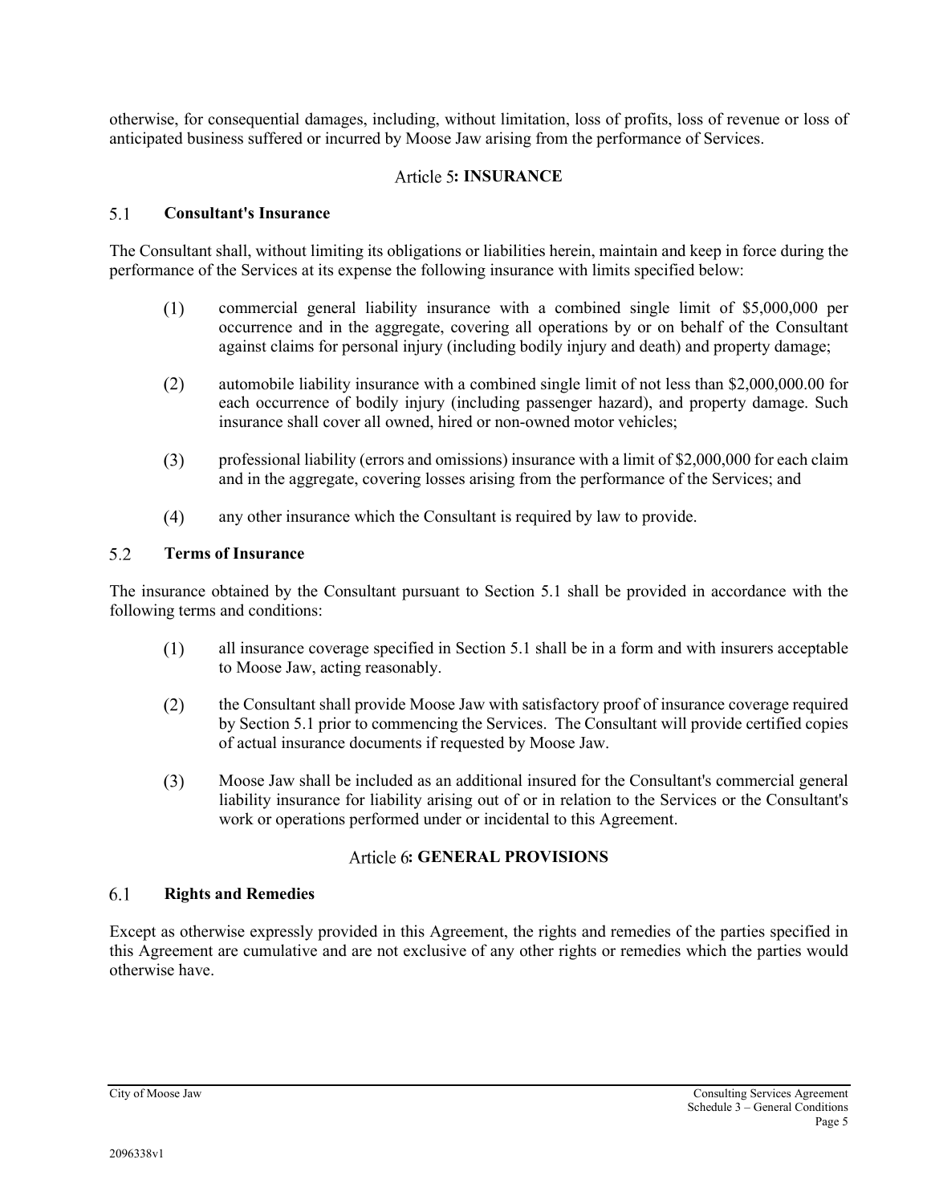otherwise, for consequential damages, including, without limitation, loss of profits, loss of revenue or loss of anticipated business suffered or incurred by Moose Jaw arising from the performance of Services.

## Article 5: INSURANCE

### 5.1 Consultant's Insurance

The Consultant shall, without limiting its obligations or liabilities herein, maintain and keep in force during the performance of the Services at its expense the following insurance with limits specified below:

(1) commercial general liability insurance with a combined single limit of $5,000,000 per occurrence and in the aggregate, covering all operations by or on behalf of the Consultant against claims for personal injury (including bodily injury and death) and property damage;

(2) automobile liability insurance with a combined single limit of not less than $2,000,000.00 for each occurrence of bodily injury (including passenger hazard), and property damage. Such insurance shall cover all owned, hired or non-owned motor vehicles;

(3) professional liability (errors and omissions) insurance with a limit of $2,000,000 for each claim and in the aggregate, covering losses arising from the performance of the Services; and

(4) any other insurance which the Consultant is required by law to provide.

### 5.2 Terms of Insurance

The insurance obtained by the Consultant pursuant to Section 5.1 shall be provided in accordance with the following terms and conditions:

(1) all insurance coverage specified in Section 5.1 shall be in a form and with insurers acceptable to Moose Jaw, acting reasonably.

(2) the Consultant shall provide Moose Jaw with satisfactory proof of insurance coverage required by Section 5.1 prior to commencing the Services. The Consultant will provide certified copies of actual insurance documents if requested by Moose Jaw.

(3) Moose Jaw shall be included as an additional insured for the Consultant's commercial general liability insurance for liability arising out of or in relation to the Services or the Consultant's work or operations performed under or incidental to this Agreement.

## Article 6: GENERAL PROVISIONS

### 6.1 Rights and Remedies

Except as otherwise expressly provided in this Agreement, the rights and remedies of the parties specified in this Agreement are cumulative and are not exclusive of any other rights or remedies which the parties would otherwise have.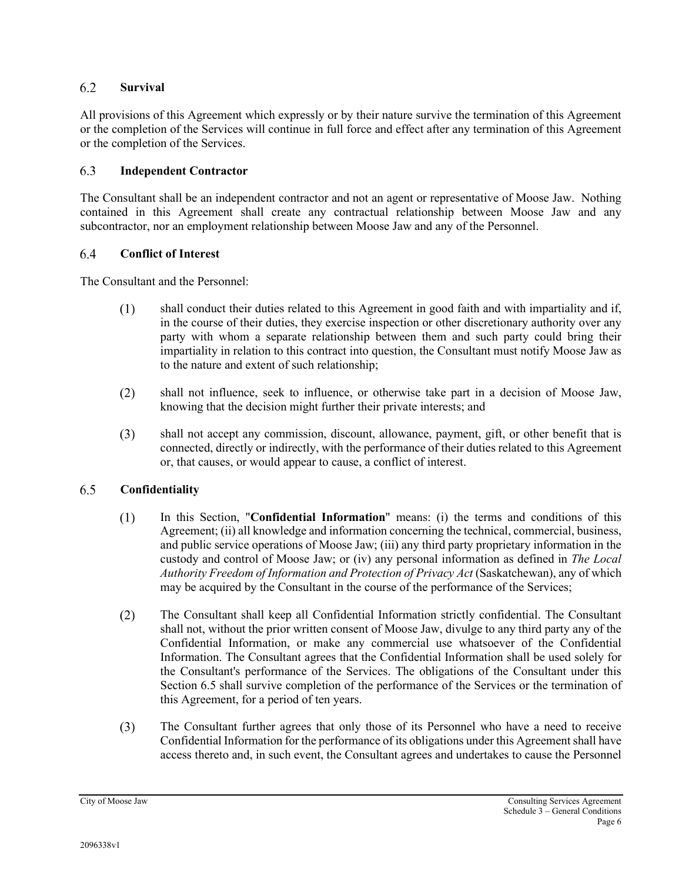### 6.2 Survival

All provisions of this Agreement which expressly or by their nature survive the termination of this Agreement or the completion of the Services will continue in full force and effect after any termination of this Agreement or the completion of the Services.

### 6.3 Independent Contractor

The Consultant shall be an independent contractor and not an agent or representative of Moose Jaw. Nothing contained in this Agreement shall create any contractual relationship between Moose Jaw and any subcontractor, nor an employment relationship between Moose Jaw and any of the Personnel.

### 6.4 Conflict of Interest

The Consultant and the Personnel:

(1) shall conduct their duties related to this Agreement in good faith and with impartiality and if, in the course of their duties, they exercise inspection or other discretionary authority over any party with whom a separate relationship between them and such party could bring their impartiality in relation to this contract into question, the Consultant must notify Moose Jaw as to the nature and extent of such relationship;

(2) shall not influence, seek to influence, or otherwise take part in a decision of Moose Jaw, knowing that the decision might further their private interests; and

(3) shall not accept any commission, discount, allowance, payment, gift, or other benefit that is connected, directly or indirectly, with the performance of their duties related to this Agreement or, that causes, or would appear to cause, a conflict of interest.

### 6.5 Confidentiality

(1) In this Section, "**Confidential Information**" means: (i) the terms and conditions of this Agreement; (ii) all knowledge and information concerning the technical, commercial, business, and public service operations of Moose Jaw; (iii) any third party proprietary information in the custody and control of Moose Jaw; or (iv) any personal information as defined in *The Local Authority Freedom of Information and Protection of Privacy Act* (Saskatchewan), any of which may be acquired by the Consultant in the course of the performance of the Services;

(2) The Consultant shall keep all Confidential Information strictly confidential. The Consultant shall not, without the prior written consent of Moose Jaw, divulge to any third party any of the Confidential Information, or make any commercial use whatsoever of the Confidential Information. The Consultant agrees that the Confidential Information shall be used solely for the Consultant's performance of the Services. The obligations of the Consultant under this Section 6.5 shall survive completion of the performance of the Services or the termination of this Agreement, for a period of ten years.

(3) The Consultant further agrees that only those of its Personnel who have a need to receive Confidential Information for the performance of its obligations under this Agreement shall have access thereto and, in such event, the Consultant agrees and undertakes to cause the Personnel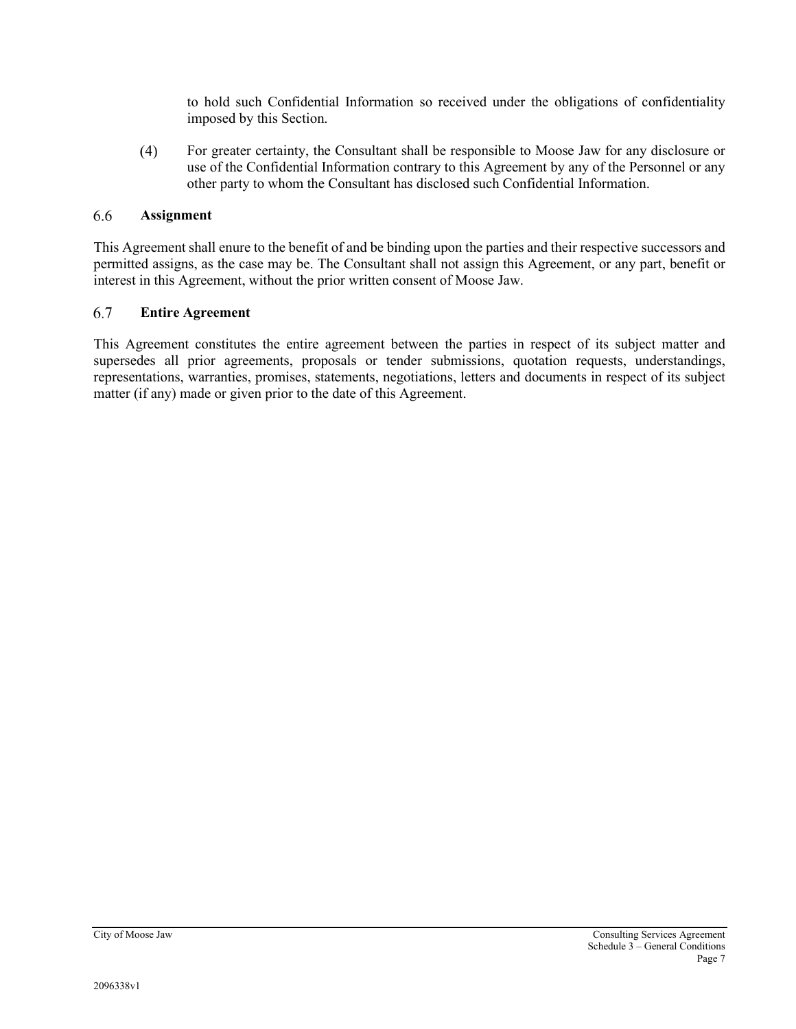to hold such Confidential Information so received under the obligations of confidentiality imposed by this Section.

(4) For greater certainty, the Consultant shall be responsible to Moose Jaw for any disclosure or use of the Confidential Information contrary to this Agreement by any of the Personnel or any other party to whom the Consultant has disclosed such Confidential Information.

### 6.6 Assignment

This Agreement shall enure to the benefit of and be binding upon the parties and their respective successors and permitted assigns, as the case may be. The Consultant shall not assign this Agreement, or any part, benefit or interest in this Agreement, without the prior written consent of Moose Jaw.

### 6.7 Entire Agreement

This Agreement constitutes the entire agreement between the parties in respect of its subject matter and supersedes all prior agreements, proposals or tender submissions, quotation requests, understandings, representations, warranties, promises, statements, negotiations, letters and documents in respect of its subject matter (if any) made or given prior to the date of this Agreement.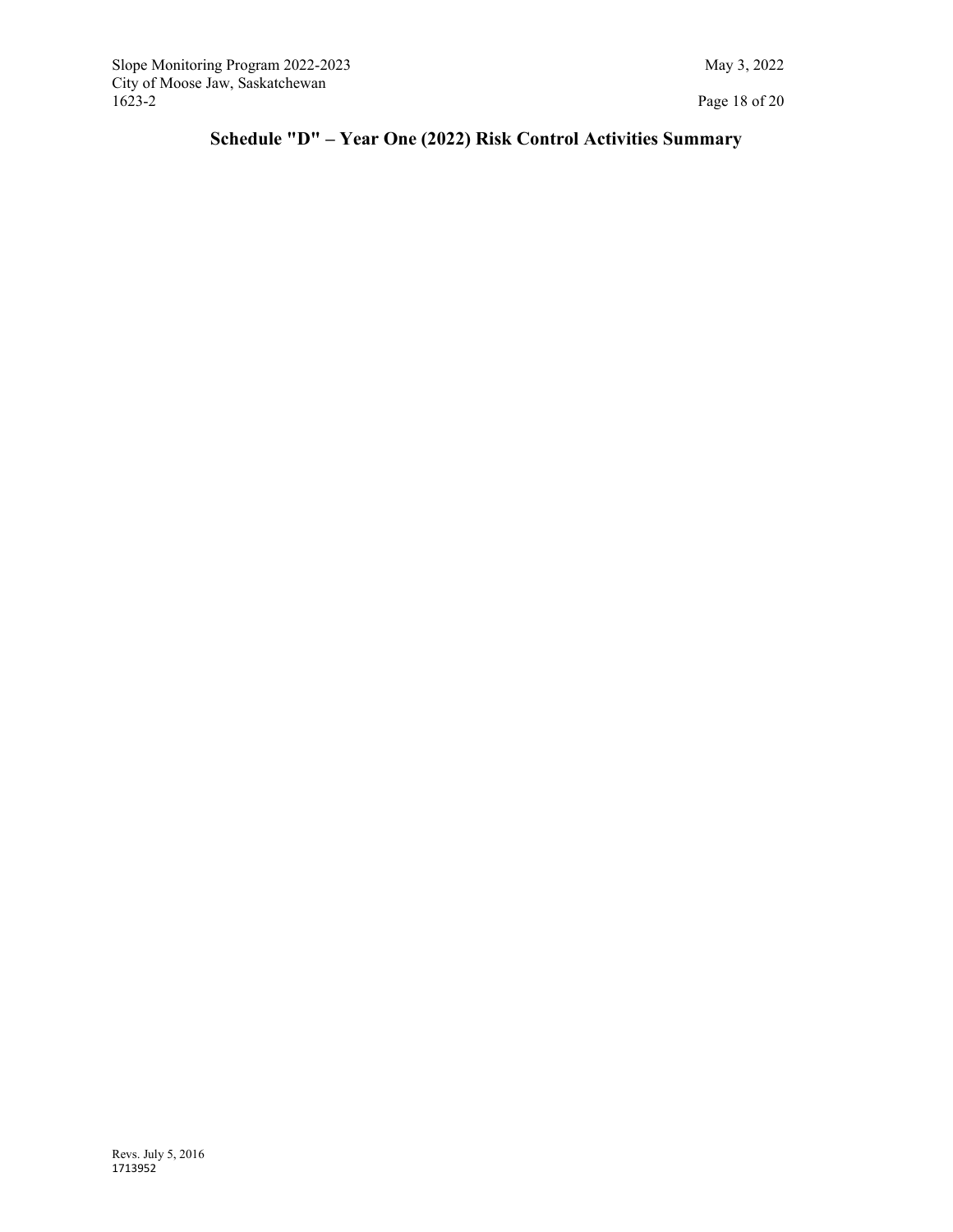# Schedule "D" – Year One (2022) Risk Control Activities Summary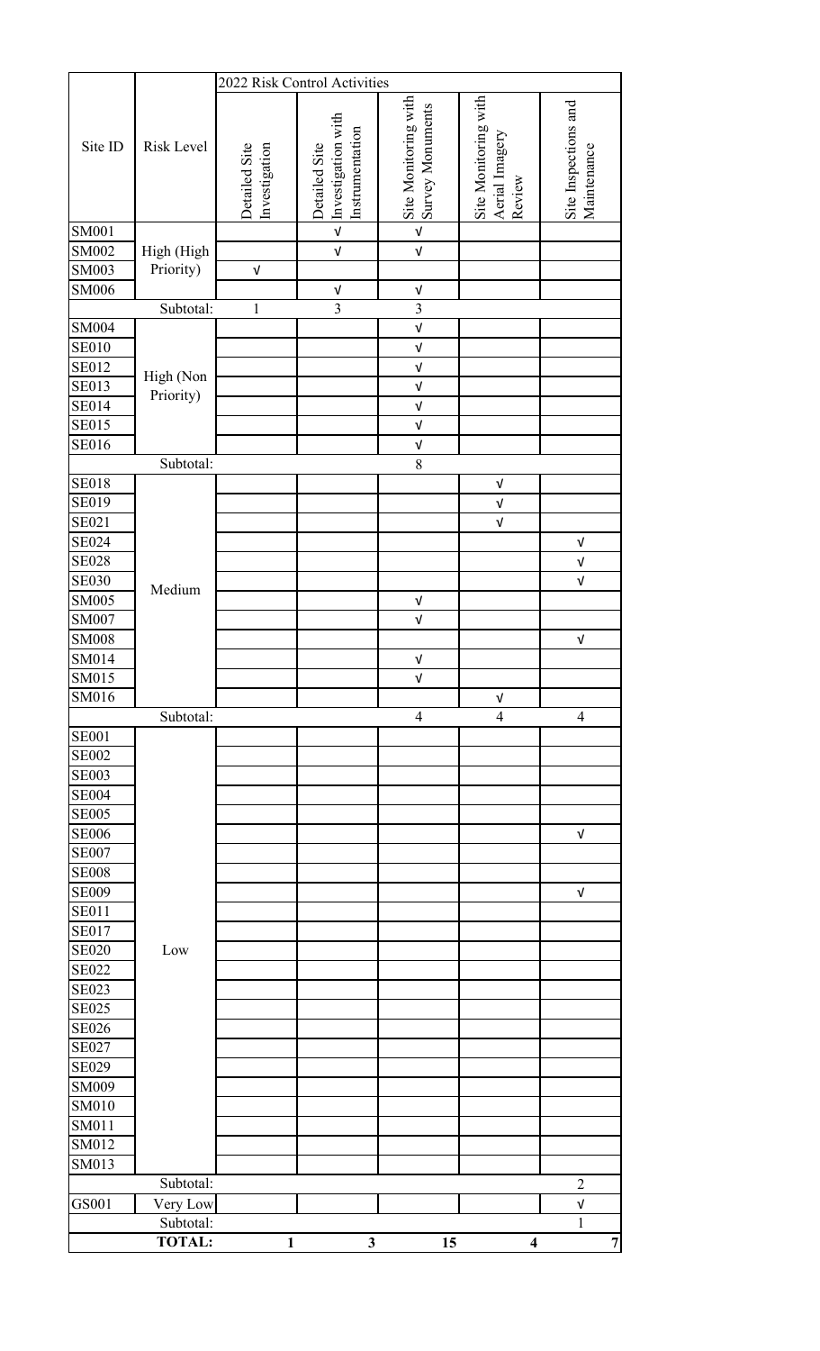| Site ID | Risk Level | 2022 Risk Control Activities | | | | |
|---|---|---|---|---|---|---|
| | | Detailed Site Investigation | Detailed Site Investigation with Instrumentation | Site Monitoring with Survey Monuments | Site Monitoring with Aerial Imagery Review | Site Inspections and Maintenance |
| SM001 | High (High Priority) | | √ | √ | | |
| SM002 | | | √ | √ | | |
| SM003 | | √ | | | | |
| SM006 | | | √ | √ | | |
| | Subtotal: | 1 | 3 | 3 | | |
| SM004 | High (Non Priority) | | | √ | | |
| SE010 | | | | √ | | |
| SE012 | | | | √ | | |
| SE013 | | | | √ | | |
| SE014 | | | | √ | | |
| SE015 | | | | √ | | |
| SE016 | | | | √ | | |
| | Subtotal: | | | 8 | | |
| SE018 | Medium | | | | √ | |
| SE019 | | | | | √ | |
| SE021 | | | | | √ | |
| SE024 | | | | | | √ |
| SE028 | | | | | | √ |
| SE030 | | | | | | √ |
| SM005 | | | | √ | | |
| SM007 | | | | √ | | |
| SM008 | | | | | | √ |
| SM014 | | | | √ | | |
| SM015 | | | | √ | | |
| SM016 | | | | | √ | |
| | Subtotal: | | | 4 | 4 | 4 |
| SE001 | Low | | | | | |
| SE002 | | | | | | |
| SE003 | | | | | | |
| SE004 | | | | | | |
| SE005 | | | | | | |
| SE006 | | | | | | √ |
| SE007 | | | | | | |
| SE008 | | | | | | |
| SE009 | | | | | | √ |
| SE011 | | | | | | |
| SE017 | | | | | | |
| SE020 | | | | | | |
| SE022 | | | | | | |
| SE023 | | | | | | |
| SE025 | | | | | | |
| SE026 | | | | | | |
| SE027 | | | | | | |
| SE029 | | | | | | |
| SM009 | | | | | | |
| SM010 | | | | | | |
| SM011 | | | | | | |
| SM012 | | | | | | |
| SM013 | | | | | | |
| | Subtotal: | | | | | 2 |
| GS001 | Very Low | | | | | √ |
| | Subtotal: | | | | | 1 |
| | **TOTAL:** | **1** | **3** | **15** | **4** | **7** |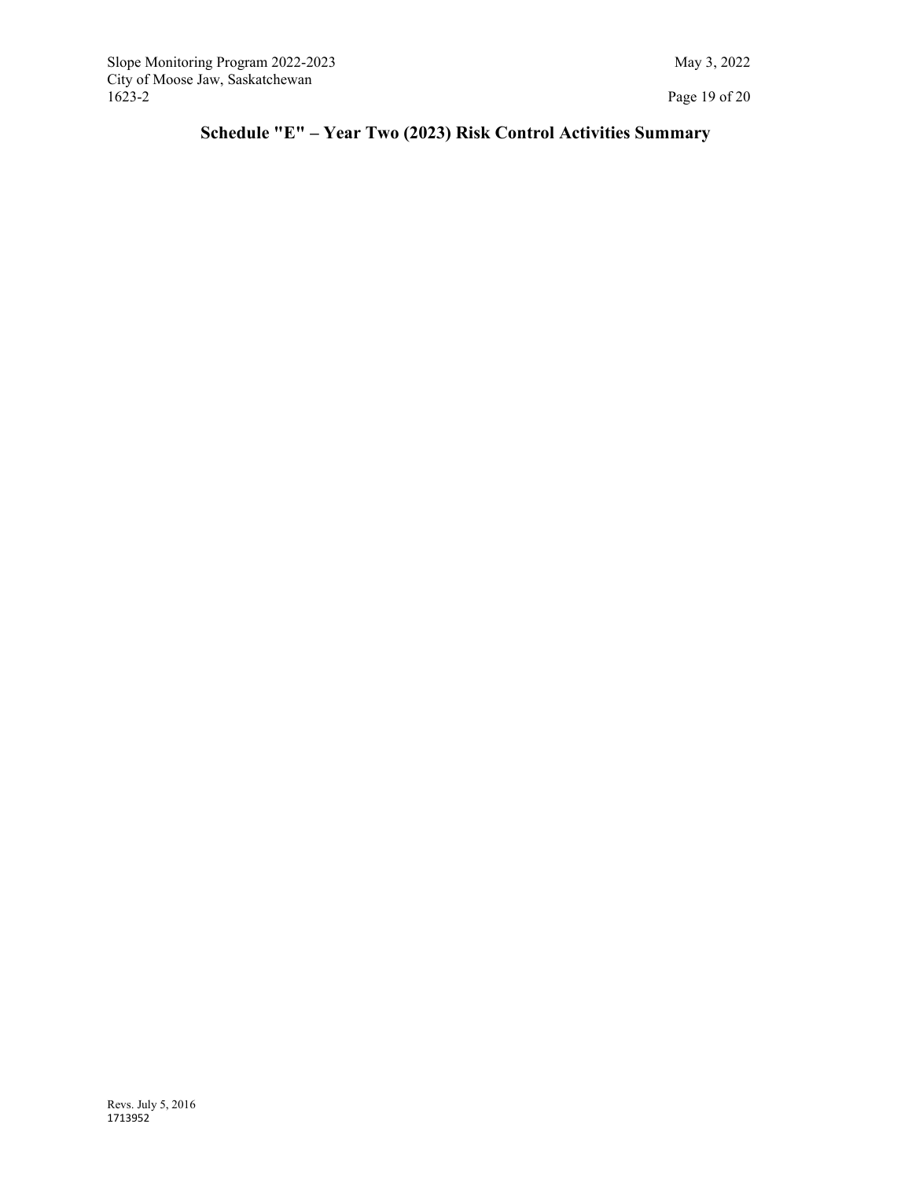# Schedule "E" – Year Two (2023) Risk Control Activities Summary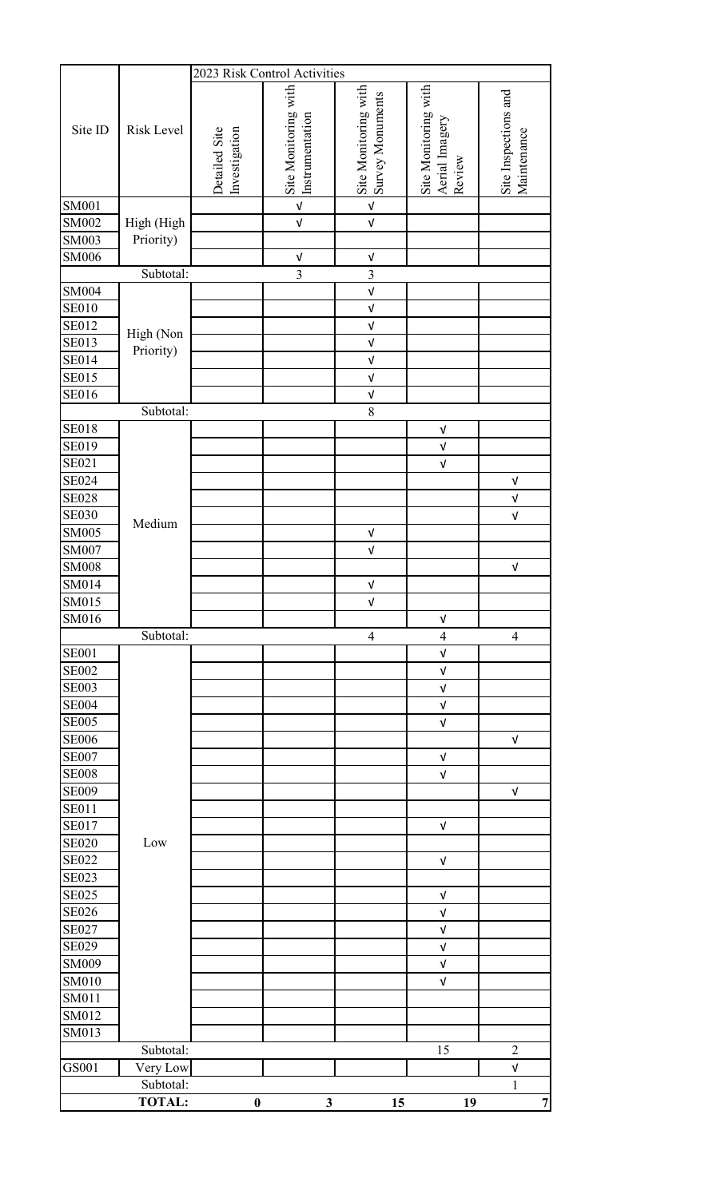| Site ID | Risk Level | 2023 Risk Control Activities | | | | |
|---|---|---|---|---|---|---|
| | | Detailed Site Investigation | Site Monitoring with Instrumentation | Site Monitoring with Survey Monuments | Site Monitoring with Aerial Imagery Review | Site Inspections and Maintenance |
| SM001 | High (High Priority) | | √ | √ | | |
| SM002 | | | √ | √ | | |
| SM003 | | | | | | |
| SM006 | | | √ | √ | | |
| | Subtotal: | | 3 | 3 | | |
| SM004 | High (Non Priority) | | | √ | | |
| SE010 | | | | √ | | |
| SE012 | | | | √ | | |
| SE013 | | | | √ | | |
| SE014 | | | | √ | | |
| SE015 | | | | √ | | |
| SE016 | | | | √ | | |
| | Subtotal: | | | 8 | | |
| SE018 | Medium | | | | √ | |
| SE019 | | | | | √ | |
| SE021 | | | | | √ | |
| SE024 | | | | | | √ |
| SE028 | | | | | | √ |
| SE030 | | | | | | √ |
| SM005 | | | | √ | | |
| SM007 | | | | √ | | |
| SM008 | | | | | | √ |
| SM014 | | | | √ | | |
| SM015 | | | | √ | | |
| SM016 | | | | | √ | |
| | Subtotal: | | | 4 | 4 | 4 |
| SE001 | Low | | | | √ | |
| SE002 | | | | | √ | |
| SE003 | | | | | √ | |
| SE004 | | | | | √ | |
| SE005 | | | | | √ | |
| SE006 | | | | | | √ |
| SE007 | | | | | √ | |
| SE008 | | | | | √ | |
| SE009 | | | | | | √ |
| SE011 | | | | | | |
| SE017 | | | | | √ | |
| SE020 | | | | | | |
| SE022 | | | | | √ | |
| SE023 | | | | | | |
| SE025 | | | | | √ | |
| SE026 | | | | | √ | |
| SE027 | | | | | √ | |
| SE029 | | | | | √ | |
| SM009 | | | | | √ | |
| SM010 | | | | | √ | |
| SM011 | | | | | | |
| SM012 | | | | | | |
| SM013 | | | | | | |
| | Subtotal: | | | | 15 | 2 |
| GS001 | Very Low | | | | | √ |
| | Subtotal: | | | | | 1 |
| | **TOTAL:** | **0** | **3** | **15** | **19** | **7** |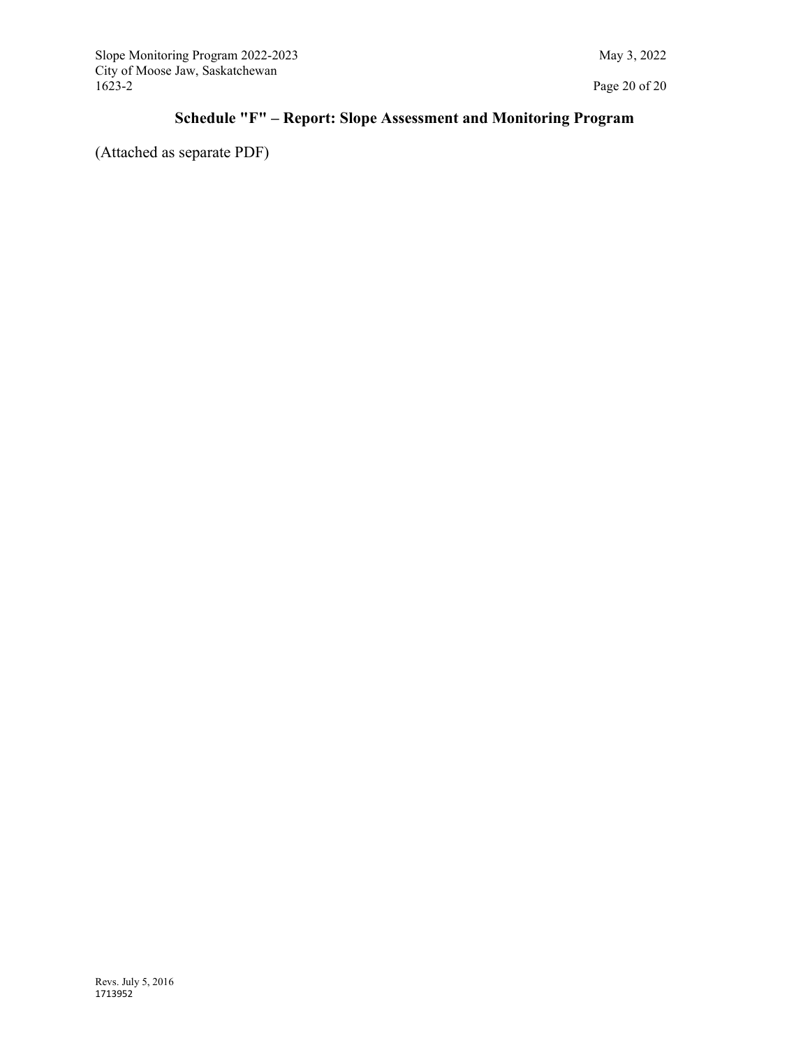## Schedule "F" – Report: Slope Assessment and Monitoring Program

(Attached as separate PDF)